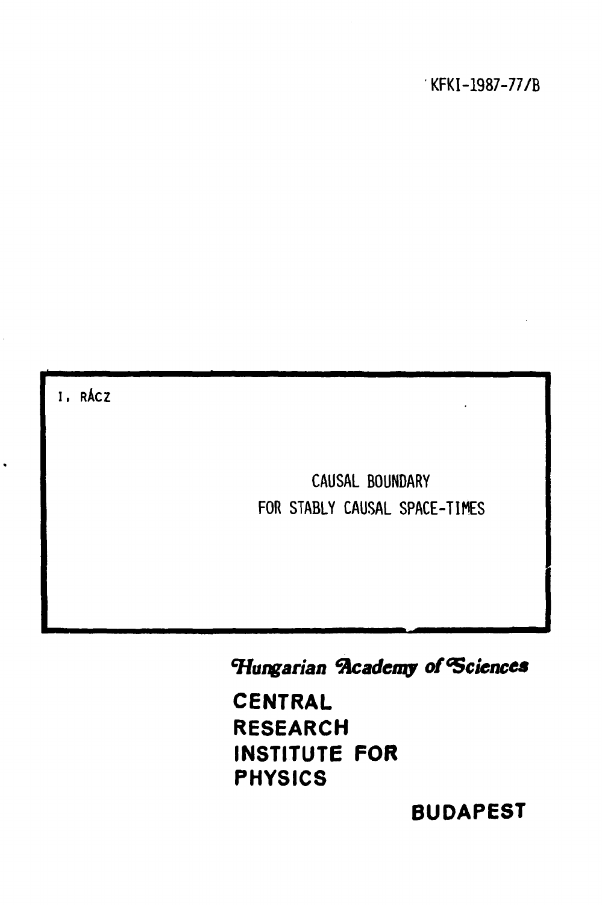KFKI-1987-77/B

I. RÁCZ

# CAUSAL BOUNDARY FOR STABLY CAUSAL SPACE-TIMES

*Hungarian Academy of Sciences*

**CENTRAL RESEARCH INSTITUTE FOR PHYSICS**

**BUDAPEST**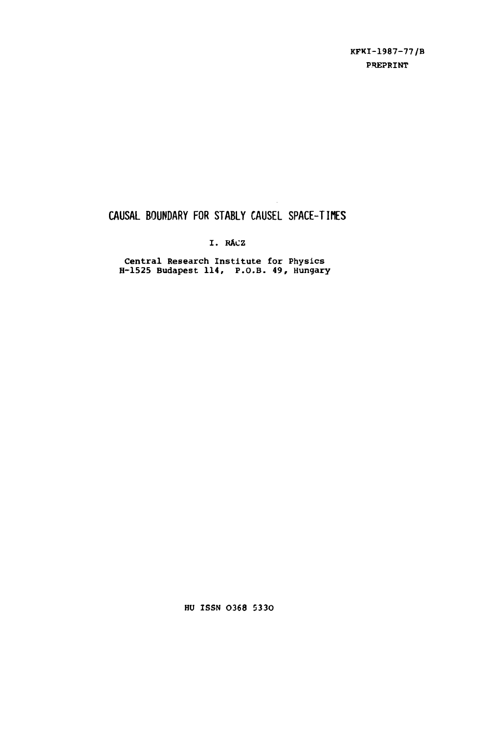KFKI-1987-77/B

PREPRINT

# CAUSAL BOUNDARY FOR STABLY CAUSEL SPACE-TIMES

I. RÁCZ

Central Research Institute for Physics
H-1525 Budapest 114, P.O.B. 49, Hungary

HU ISSN 0368 5330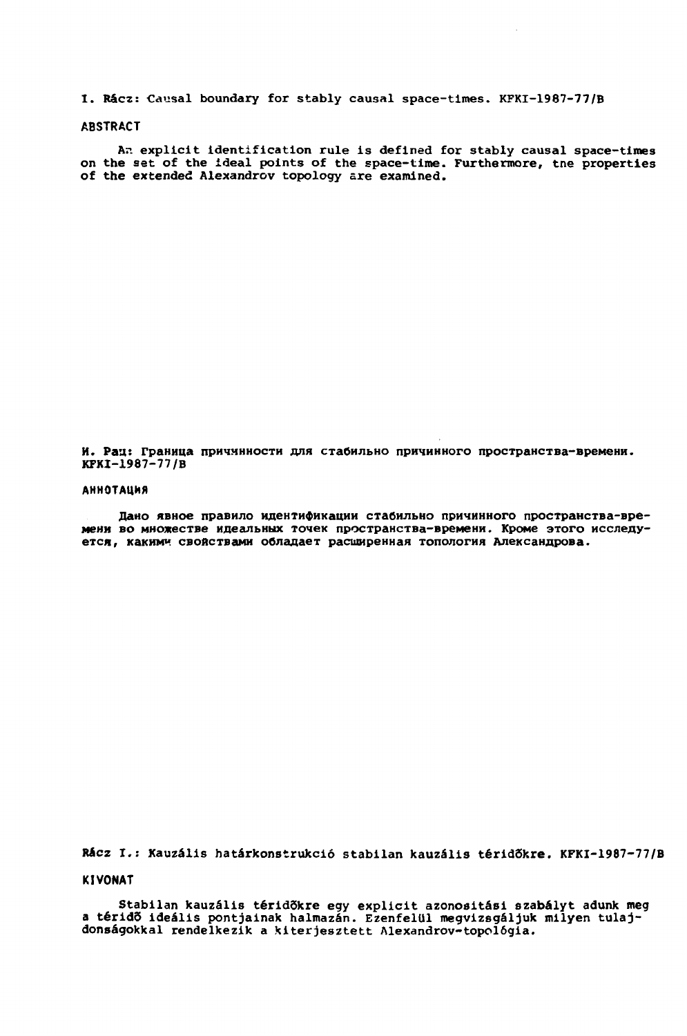I. Rácz: Causal boundary for stably causal space-times. KFKI-1987-77/B

## ABSTRACT

An explicit identification rule is defined for stably causal space-times on the set of the ideal points of the space-time. Furthermore, the properties of the extended Alexandrov topology are examined.

И. Рац: Граница причинности для стабильно причинного пространства-времени. KFKI-1987-77/B

## АННОТАЦИЯ

Дано явное правило идентификации стабильно причинного пространства-времени во множестве идеальных точек пространства-времени. Кроме этого исследуется, какими свойствами обладает расширенная топология Александрова.

Rácz I.: Kauzális határkonstrukció stabilan kauzális téridőkre. KFKI-1987-77/B

## KIVONAT

Stabilan kauzális téridőkre egy explicit azonosítási szabályt adunk meg a téridő ideális pontjainak halmazán. Ezenfelül megvizsgáljuk milyen tulajdonságokkal rendelkezik a kiterjesztett Alexandrov-topológia.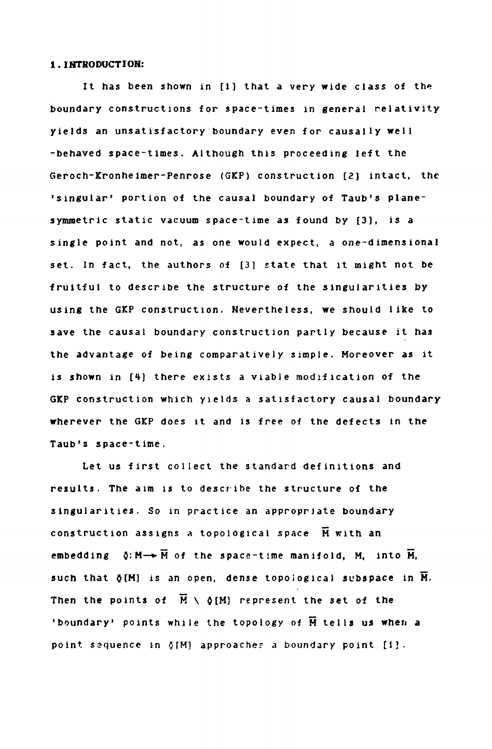## 1. INTRODUCTION:

It has been shown in [1] that a very wide class of the boundary constructions for space-times in general relativity yields an unsatisfactory boundary even for causally well-behaved space-times. Although this proceeding left the Geroch-Kronheimer-Penrose (GKP) construction [2] intact, the 'singular' portion of the causal boundary of Taub's plane-symmetric static vacuum space-time as found by [3], is a single point and not, as one would expect, a one-dimensional set. In fact, the authors of [3] state that it might not be fruitful to describe the structure of the singularities by using the GKP construction. Nevertheless, we should like to save the causal boundary construction partly because it has the advantage of being comparatively simple. Moreover as it is shown in [4] there exists a viable modification of the GKP construction which yields a satisfactory causal boundary wherever the GKP does it and is free of the defects in the Taub's space-time.

Let us first collect the standard definitions and results. The aim is to describe the structure of the singularities. So in practice an appropriate boundary construction assigns a topological space $\overline{M}$ with an embedding $\phi: M \rightarrow \overline{M}$ of the space-time manifold, $M$, into $\overline{M}$, such that $\phi[M]$ is an open, dense topological subspace in $\overline{M}$. Then the points of $\overline{M} \setminus \phi[M]$ represent the set of the 'boundary' points while the topology of $\overline{M}$ tells us when a point sequence in $\phi[M]$ approaches a boundary point [1].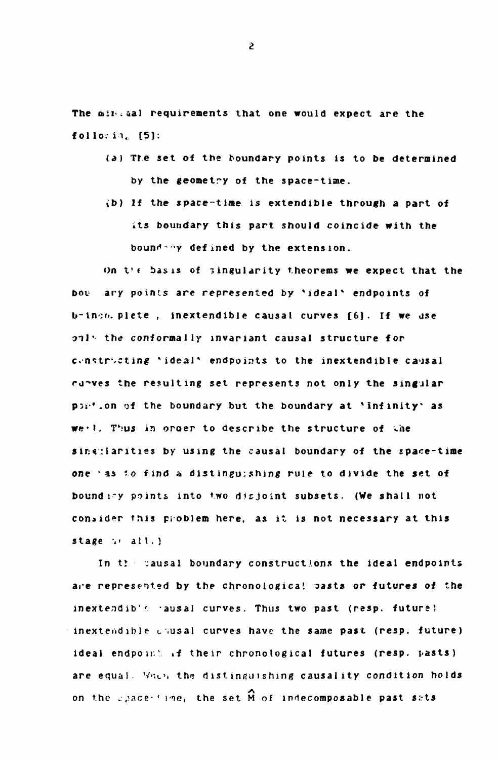The minimal requirements that one would expect are the following [5]:

(a) The set of the boundary points is to be determined by the geometry of the space-time.

(b) If the space-time is extendible through a part of its boundary this part should coincide with the boundary defined by the extension.

On the basis of singularity theorems we expect that the boundary points are represented by 'ideal' endpoints of b-incomplete , inextendible causal curves [6]. If we use only the conformally invariant causal structure for constructing 'ideal' endpoints to the inextendible causal curves the resulting set represents not only the singular portion of the boundary but the boundary at 'infinity' as well. Thus in order to describe the structure of the singularities by using the causal boundary of the space-time one has to find a distinguishing rule to divide the set of boundary points into two disjoint subsets. (We shall not consider this problem here, as it is not necessary at this stage at all.)

In the causal boundary constructions the ideal endpoints are represented by the chronological pasts or futures of the inextendible causal curves. Thus two past (resp. future) inextendible causal curves have the same past (resp. future) ideal endpoint if their chronological futures (resp. pasts) are equal. When the distinguishing causality condition holds on the space-time, the set $\hat{M}$ of indecomposable past sets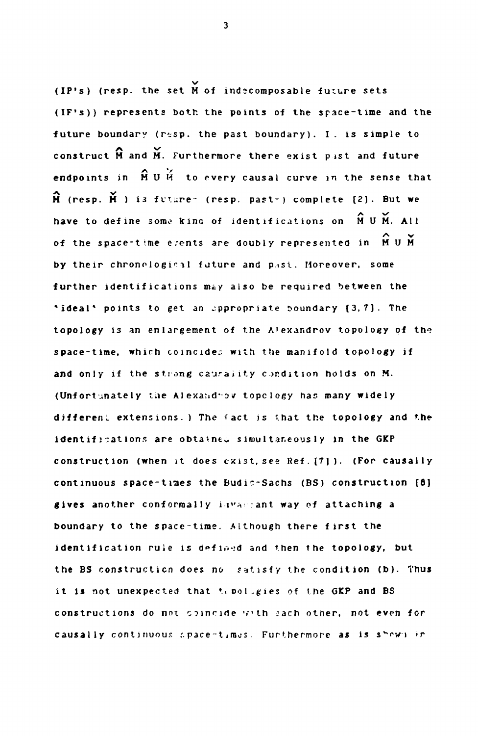(IP's) (resp. the set $\check{M}$ of indecomposable future sets (IF's)) represents both the points of the space-time and the future boundary (resp. the past boundary). It is simple to construct $\hat{M}$ and $\check{M}$. Furthermore there exist past and future endpoints in $\hat{M} \cup \check{M}$ to every causal curve in the sense that $\hat{M}$ (resp. $\check{M}$ ) is future- (resp. past-) complete [2]. But we have to define some kind of identifications on $\hat{M} \cup \check{M}$. All of the space-time events are doubly represented in $\hat{M} \cup \check{M}$ by their chronological future and past. Moreover, some further identifications may also be required between the 'ideal' points to get an appropriate boundary [3,7]. The topology is an enlargement of the Alexandrov topology of the space-time, which coincides with the manifold topology if and only if the strong causality condition holds on M. (Unfortunately the Alexandrov topology has many widely different extensions.) The fact is that the topology and the identifications are obtained simultaneously in the GKP construction (when it does exist, see Ref.[7]). (For causally continuous space-times the Budic-Sachs (BS) construction [8] gives another conformally invariant way of attaching a boundary to the space-time. Although there first the identification rule is defined and then the topology, but the BS construction does not satisfy the condition (b). Thus it is not unexpected that topologies of the GKP and BS constructions do not coincide with each other, not even for causally continuous space-times. Furthermore as is shown in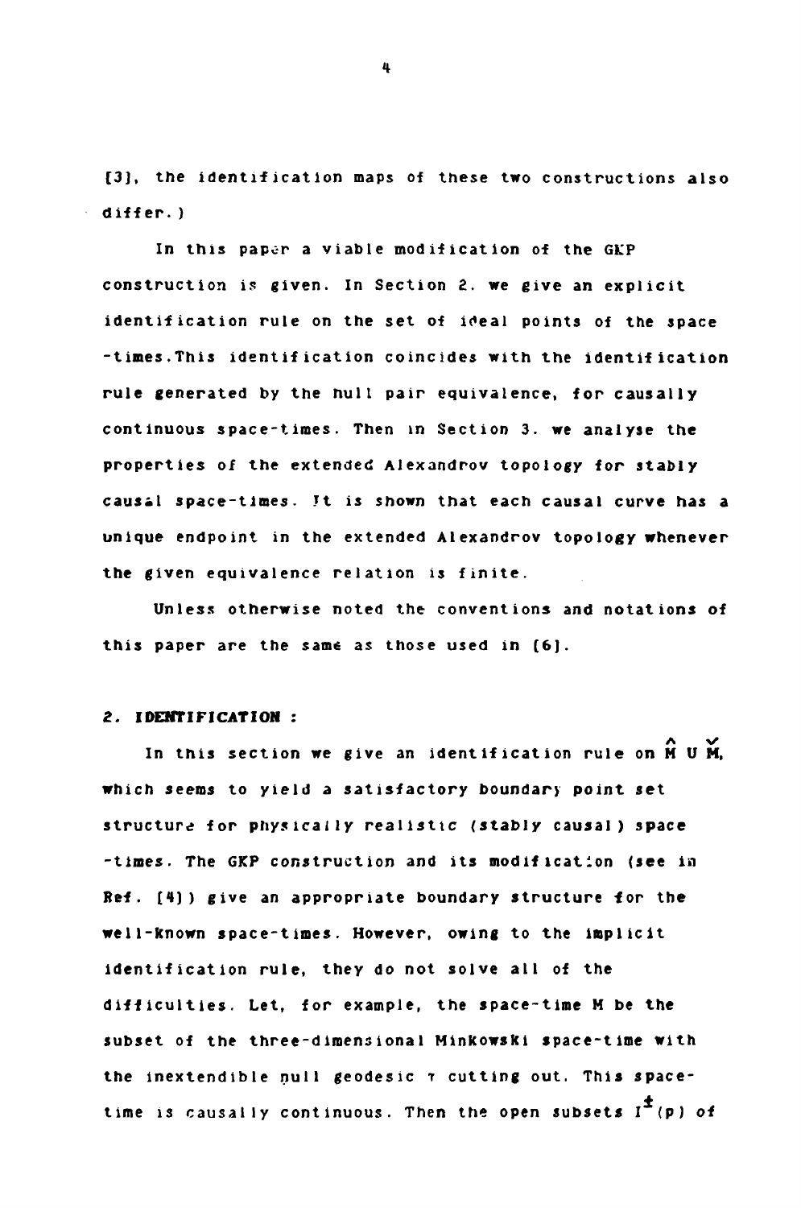[3], the identification maps of these two constructions also differ.)

In this paper a viable modification of the GKP construction is given. In Section 2. we give an explicit identification rule on the set of ideal points of the space-times. This identification coincides with the identification rule generated by the null pair equivalence, for causally continuous space-times. Then in Section 3. we analyse the properties of the extended Alexandrov topology for stably causal space-times. It is shown that each causal curve has a unique endpoint in the extended Alexandrov topology whenever the given equivalence relation is finite.

Unless otherwise noted the conventions and notations of this paper are the same as those used in [6].

## 2. IDENTIFICATION :

In this section we give an identification rule on $\hat{M} \cup \check{M}$, which seems to yield a satisfactory boundary point set structure for physically realistic (stably causal) space-times. The GKP construction and its modification (see in Ref. [4]) give an appropriate boundary structure for the well-known space-times. However, owing to the implicit identification rule, they do not solve all of the difficulties. Let, for example, the space-time M be the subset of the three-dimensional Minkowski space-time with the inextendible null geodesic $\gamma$ cutting out. This space-time is causally continuous. Then the open subsets $I^{\pm}(p)$ of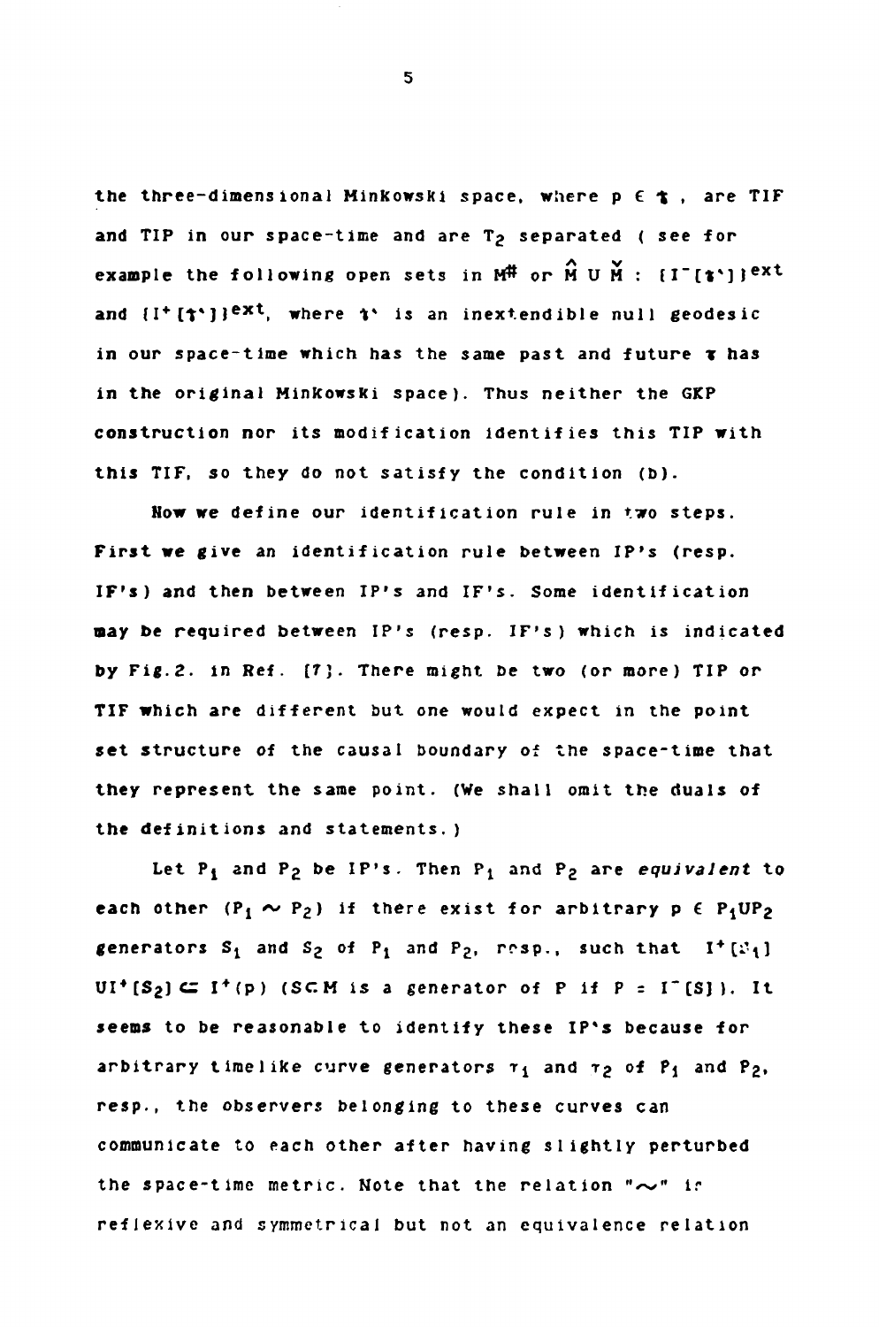the three-dimensional Minkowski space, where $p \in \tau$, are TIF and TIP in our space-time and are $T_2$ separated ( see for example the following open sets in $M^{\#}$ or $\hat{M} \cup \check{M}$ : $\{I^-[\tau']\}^{ext}$ and $\{I^+[\tau']\}^{ext}$, where $\tau'$ is an inextendible null geodesic in our space-time which has the same past and future $\tau$ has in the original Minkowski space). Thus neither the GKP construction nor its modification identifies this TIP with this TIF, so they do not satisfy the condition (b).

Now we define our identification rule in two steps. First we give an identification rule between IP's (resp. IF's) and then between IP's and IF's. Some identification may be required between IP's (resp. IF's) which is indicated by Fig.2. in Ref. [7]. There might be two (or more) TIP or TIF which are different but one would expect in the point set structure of the causal boundary of the space-time that they represent the same point. (We shall omit the duals of the definitions and statements.)

Let $P_1$ and $P_2$ be IP's. Then $P_1$ and $P_2$ are *equivalent* to each other ($P_1 \sim P_2$) if there exist for arbitrary $p \in P_1 \cup P_2$ generators $S_1$ and $S_2$ of $P_1$ and $P_2$, resp., such that $I^+[S_1] \cup I^+[S_2] \subset I^+(p)$ ($S \subset M$ is a generator of $P$ if $P = I^-[S]$). It seems to be reasonable to identify these IP's because for arbitrary timelike curve generators $\gamma_1$ and $\gamma_2$ of $P_1$ and $P_2$, resp., the observers belonging to these curves can communicate to each other after having slightly perturbed the space-time metric. Note that the relation "$\sim$" is reflexive and symmetrical but not an equivalence relation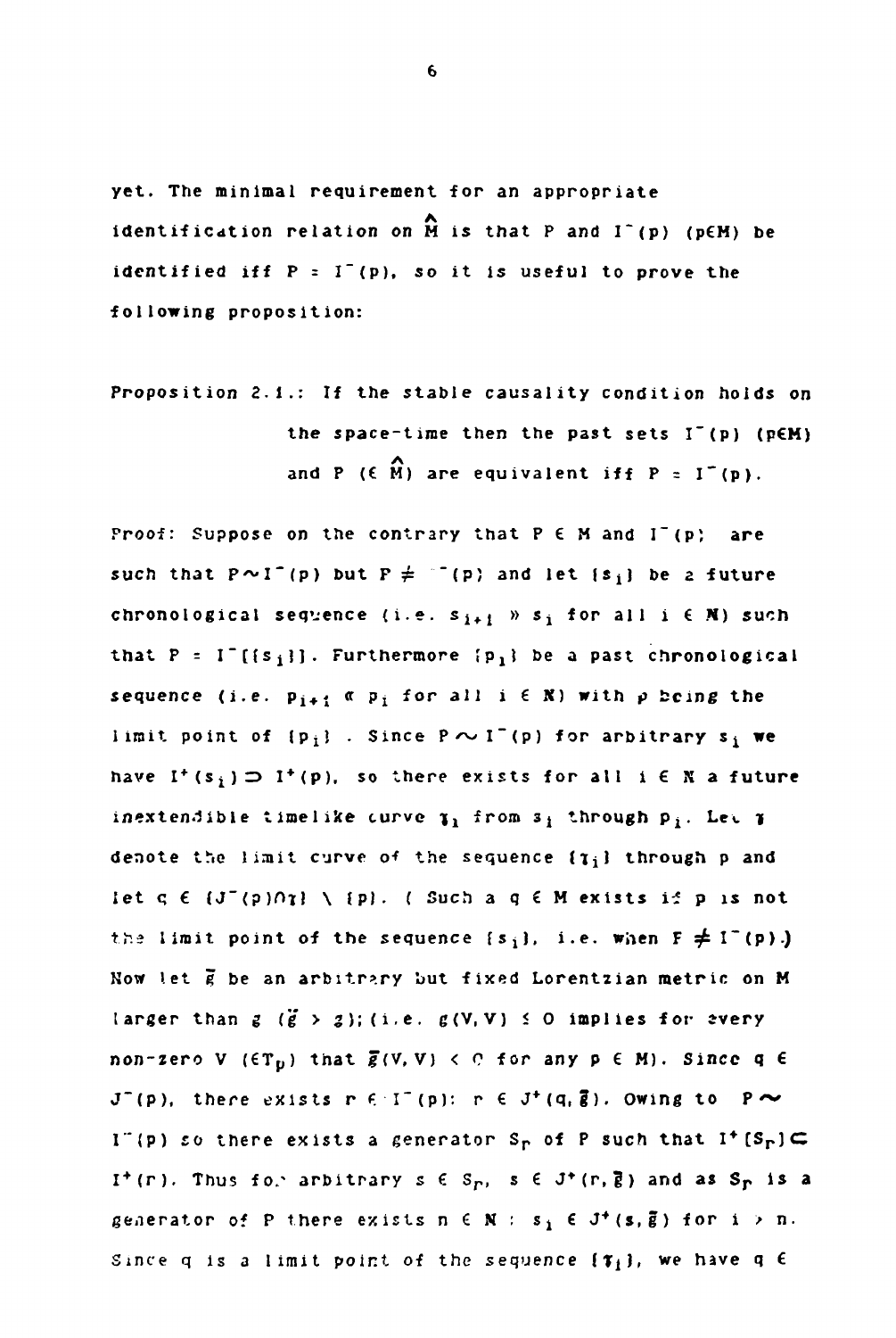yet. The minimal requirement for an appropriate identification relation on $\hat{M}$ is that P and $I^-(p)$ ($p \in M$) be identified iff $P = I^-(p)$, so it is useful to prove the following proposition:

Proposition 2.1.: If the stable causality condition holds on the space-time then the past sets $I^-(p)$ ($p \in M$) and P ($\in \hat{M}$) are equivalent iff $P = I^-(p)$.

Proof: Suppose on the contrary that $P \in M$ and $I^-(p)$ are such that $P \sim I^-(p)$ but $P \neq I^-(p)$ and let $\{s_i\}$ be a future chronological sequence (i.e. $s_{i+1} \gg s_i$ for all $i \in N$) such that $P = I^-[\{s_i\}]$. Furthermore $\{p_i\}$ be a past chronological sequence (i.e. $p_{i+1} \ll p_i$ for all $i \in N$) with $p$ being the limit point of $\{p_i\}$. Since $P \sim I^-(p)$ for arbitrary $s_i$ we have $I^+(s_i) \supset I^+(p)$, so there exists for all $i \in N$ a future inextendible timelike curve $\gamma_i$ from $s_i$ through $p_i$. Let $\gamma$ denote the limit curve of the sequence $\{\gamma_i\}$ through p and let $q \in (J^-(p) \cap \gamma) \setminus \{p\}$. ( Such a $q \in M$ exists if p is not the limit point of the sequence $\{s_i\}$, i.e. when $P \neq I^-(p)$.) Now let $\bar{g}$ be an arbitrary but fixed Lorentzian metric on M larger than g ($\bar{g} > g$); (i.e. $g(V,V) \leq 0$ implies for every non-zero V ($\in T_p$) that $\bar{g}(V,V) < 0$ for any $p \in M$). Since $q \in J^-(p)$, there exists $r \in I^-(p)$: $r \in J^+(q,\bar{g})$. Owing to $P \sim I^-(p)$ so there exists a generator $S_r$ of P such that $I^+[S_r] \subset I^+(r)$. Thus for arbitrary $s \in S_r$, $s \in J^+(r,\bar{g})$ and as $S_r$ is a generator of P there exists $n \in N$ : $s_i \in J^+(s,\bar{g})$ for $i > n$. Since q is a limit point of the sequence $\{\gamma_i\}$, we have $q \in$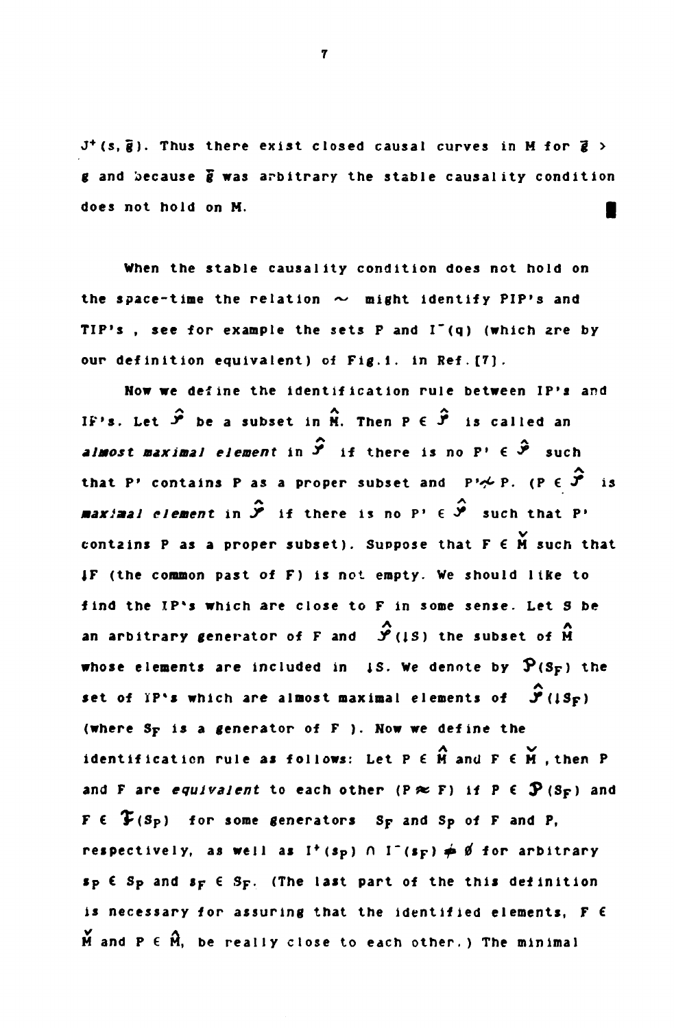$J^+(s, \bar{g})$. Thus there exist closed causal curves in M for $\bar{g} > g$ and because $\bar{g}$ was arbitrary the stable causality condition does not hold on M. ∎

When the stable causality condition does not hold on the space-time the relation $\sim$ might identify PIP's and TIP's , see for example the sets P and $I^-(q)$ (which are by our definition equivalent) of Fig.1. in Ref.[7].

Now we define the identification rule between IP's and IF's. Let $\hat{\mathcal{F}}$ be a subset in $\hat{M}$. Then $P \in \hat{\mathcal{F}}$ is called an *almost maximal element* in $\hat{\mathcal{F}}$ if there is no $P' \in \hat{\mathcal{F}}$ such that P' contains P as a proper subset and $P' \not\sim P$. ($P \in \hat{\mathcal{F}}$ is *maximal element* in $\hat{\mathcal{F}}$ if there is no $P' \in \hat{\mathcal{F}}$ such that P' contains P as a proper subset). Suppose that $F \in \check{M}$ such that $\downarrow F$ (the common past of F) is not empty. We should like to find the IP's which are close to F in some sense. Let S be an arbitrary generator of F and $\hat{\mathcal{F}}(\downarrow S)$ the subset of $\hat{M}$ whose elements are included in $\downarrow S$. We denote by $\mathfrak{P}(S_F)$ the set of IP's which are almost maximal elements of $\hat{\mathcal{F}}(\downarrow S_F)$ (where $S_F$ is a generator of F ). Now we define the identification rule as follows: Let $P \in \hat{M}$ and $F \in \check{M}$ , then P and F are *equivalent* to each other ($P \approx F$) if $P \in \mathfrak{P}(S_F)$ and $F \in \mathfrak{F}(S_P)$ for some generators $S_F$ and $S_P$ of F and P, respectively, as well as $I^+(s_P) \cap I^-(s_F) \neq \emptyset$ for arbitrary $s_P \in S_P$ and $s_F \in S_F$. (The last part of the this definition is necessary for assuring that the identified elements, $F \in \check{M}$ and $P \in \hat{M}$, be really close to each other.) The minimal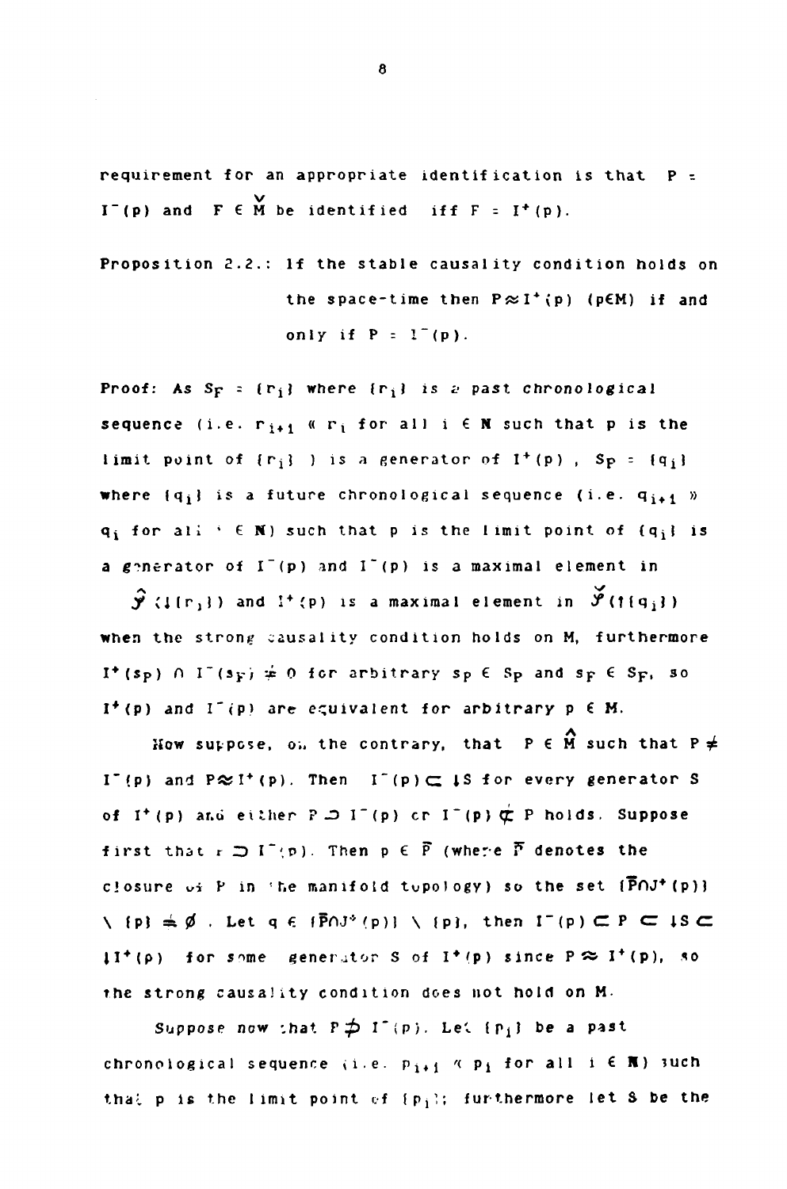requirement for an appropriate identification is that $P = I^-(p)$ and $F \in \check{M}$ be identified iff $F = I^+(p)$.

**Proposition 2.2.:** If the stable causality condition holds on the space-time then $P \approx I^+(p)$ $(p \in M)$ if and only if $P = I^-(p)$.

**Proof:** As $S_F = \{r_i\}$ where $\{r_i\}$ is a past chronological sequence (i.e. $r_{i+1} \ll r_i$ for all $i \in \mathbb{N}$ such that p is the limit point of $\{r_i\}$ ) is a generator of $I^+(p)$ , $S_P = \{q_i\}$ where $\{q_i\}$ is a future chronological sequence (i.e. $q_{i+1} \gg q_i$ for all $i \in \mathbb{N}$) such that p is the limit point of $\{q_i\}$ is a generator of $I^-(p)$ and $I^-(p)$ is a maximal element in $\hat{\mathcal{Y}}(\downarrow\{r_i\})$ and $I^+(p)$ is a maximal element in $\check{\mathcal{Y}}(\uparrow\{q_i\})$ when the strong causality condition holds on M, furthermore $I^+(s_P) \cap I^-(s_F) \neq 0$ for arbitrary $s_P \in S_P$ and $s_F \in S_F$, so $I^+(p)$ and $I^-(p)$ are equivalent for arbitrary $p \in M$.

Now suppose, on the contrary, that $P \in \hat{M}$ such that $P \neq I^-(p)$ and $P \approx I^+(p)$. Then $I^-(p) \subset \downarrow S$ for every generator S of $I^+(p)$ and either $P \supset I^-(p)$ or $I^-(p) \not\subset P$ holds. Suppose first that $P \supset I^-(p)$. Then $p \in \bar{P}$ (where $\bar{P}$ denotes the closure of P in the manifold topology) so the set $\{\bar{P} \cap J^+(p)\} \setminus \{p\} \neq \emptyset$ . Let $q \in \{\bar{P} \cap J^+(p)\} \setminus \{p\}$, then $I^-(p) \subset P \subset \downarrow S \subset \downarrow I^+(p)$ for some generator S of $I^+(p)$ since $P \approx I^+(p)$, so the strong causality condition does not hold on M.

Suppose now that $P \not\supset I^-(p)$. Let $\{p_i\}$ be a past chronological sequence (i.e. $p_{i+1} \ll p_i$ for all $i \in \mathbb{N}$) such that p is the limit point of $\{p_i\}$; furthermore let S be the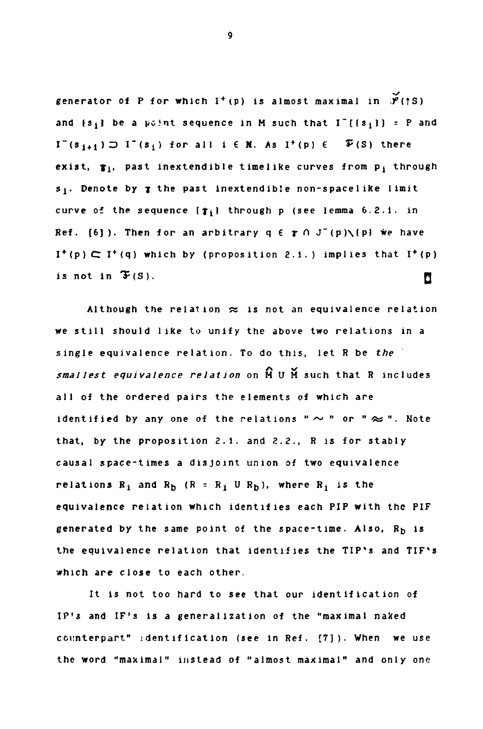generator of P for which $I^+(p)$ is almost maximal in $\check{\mathcal{F}}(\uparrow S)$ and $\{s_i\}$ be a point sequence in M such that $I^-[\{s_i\}] = P$ and $I^-(s_{i+1}) \supset I^-(s_i)$ for all $i \in \mathbf{N}$. As $I^+(p) \in \mathcal{F}(S)$ there exist, $\gamma_i$, past inextendible timelike curves from $p_i$ through $s_i$. Denote by $\gamma$ the past inextendible non-spacelike limit curve of the sequence $\{\gamma_i\}$ through p (see lemma 6.2.1. in Ref. [6]). Then for an arbitrary $q \in \gamma \cap J^-(p)\setminus\{p\}$ we have $I^+(p) \subset I^+(q)$ which by (proposition 2.1.) implies that $I^+(p)$ is not in $\mathcal{F}(S)$. ∎

Although the relation $\approx$ is not an equivalence relation we still should like to unify the above two relations in a single equivalence relation. To do this, let R be *the smallest equivalence relation* on $\hat{M} \cup \check{M}$ such that R includes all of the ordered pairs the elements of which are identified by any one of the relations " $\sim$ " or " $\approx$ ". Note that, by the proposition 2.1. and 2.2., R is for stably causal space-times a disjoint union of two equivalence relations $R_i$ and $R_b$ ($R = R_i \cup R_b$), where $R_i$ is the equivalence relation which identifies each PIP with the PIF generated by the same point of the space-time. Also, $R_b$ is the equivalence relation that identifies the TIP's and TIF's which are close to each other.

It is not too hard to see that our identification of IP's and IF's is a generalization of the "maximal naked counterpart" identification (see in Ref. [7]). When we use the word "maximal" instead of "almost maximal" and only one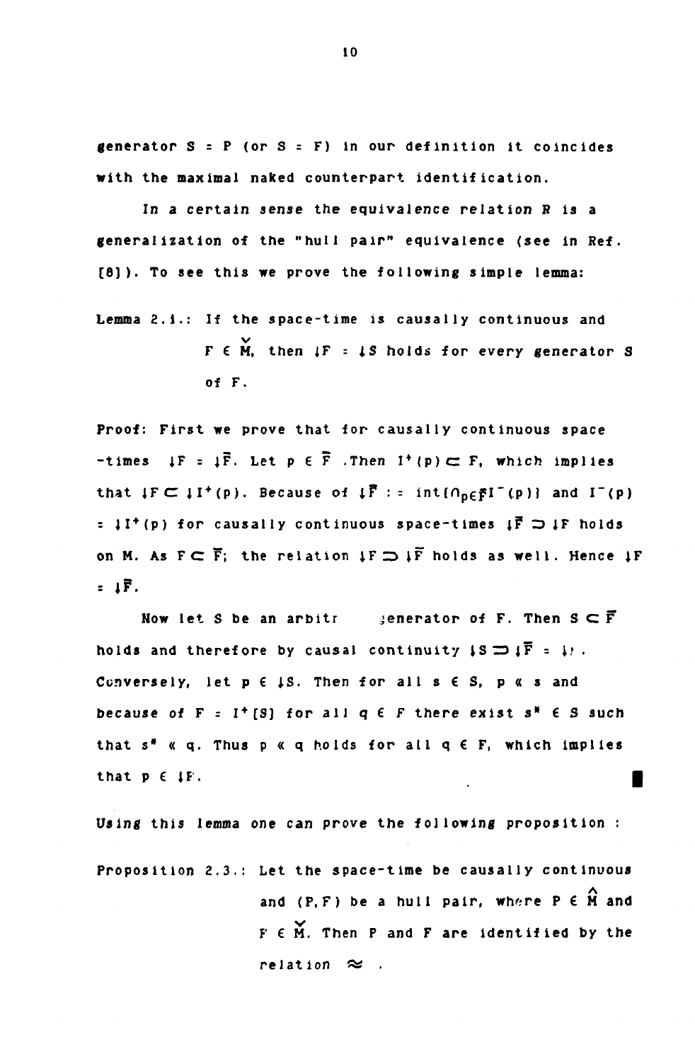generator $S = P$ (or $S = F$) in our definition it coincides with the maximal naked counterpart identification.

In a certain sense the equivalence relation $R$ is a generalization of the "hull pair" equivalence (see in Ref. [8]). To see this we prove the following simple lemma:

**Lemma 2.1.:** If the space-time is causally continuous and $F \in \check{M}$, then $\downarrow F = \downarrow S$ holds for every generator $S$ of $F$.

**Proof:** First we prove that for causally continuous space-times $\downarrow F = \downarrow \bar{F}$. Let $p \in \bar{F}$. Then $I^+(p) \subset F$, which implies that $\downarrow F \subset \downarrow I^+(p)$. Because of $\downarrow \bar{F} := \text{int}\{\cap_{p \in \bar{F}} I^-(p)\}$ and $I^-(p) = \downarrow I^+(p)$ for causally continuous space-times $\downarrow \bar{F} \supset \downarrow F$ holds on $M$. As $F \subset \bar{F}$; the relation $\downarrow F \supset \downarrow \bar{F}$ holds as well. Hence $\downarrow F = \downarrow \bar{F}$.

Now let $S$ be an arbitr generator of $F$. Then $S \subset \bar{F}$ holds and therefore by causal continuity $\downarrow S \supset \downarrow \bar{F} = \downarrow F$. Conversely, let $p \in \downarrow S$. Then for all $s \in S$, $p \ll s$ and because of $F = I^+[S]$ for all $q \in F$ there exist $s^* \in S$ such that $s^* \ll q$. Thus $p \ll q$ holds for all $q \in F$, which implies that $p \in \downarrow F$. ∎

Using this lemma one can prove the following proposition :

**Proposition 2.3.:** Let the space-time be causally continuous and $(P,F)$ be a hull pair, where $P \in \hat{M}$ and $F \in \check{M}$. Then $P$ and $F$ are identified by the relation $\approx$ .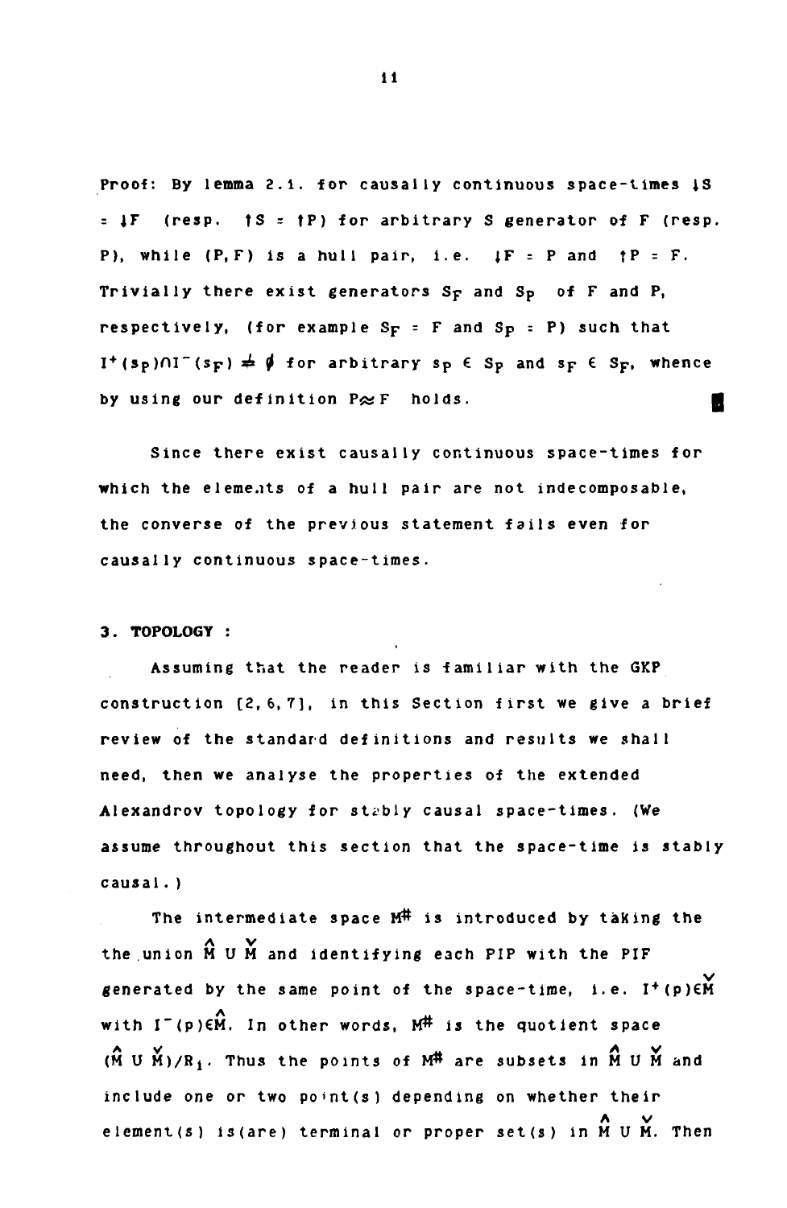Proof: By lemma 2.1. for causally continuous space-times $\downarrow S = \downarrow F$ (resp. $\uparrow S = \uparrow P$) for arbitrary $S$ generator of $F$ (resp. $P$), while $(P, F)$ is a hull pair, i.e. $\downarrow F = P$ and $\uparrow P = F$. Trivially there exist generators $S_F$ and $S_P$ of $F$ and $P$, respectively, (for example $S_F = F$ and $S_P = P$) such that $I^+(s_P) \cap I^-(s_F) \neq \emptyset$ for arbitrary $s_P \in S_P$ and $s_F \in S_F$, whence by using our definition $P \approx F$ holds. ∎

Since there exist causally continuous space-times for which the elements of a hull pair are not indecomposable, the converse of the previous statement fails even for causally continuous space-times.

### 3. TOPOLOGY :

Assuming that the reader is familiar with the GKP construction [2, 6, 7], in this Section first we give a brief review of the standard definitions and results we shall need, then we analyse the properties of the extended Alexandrov topology for stably causal space-times. (We assume throughout this section that the space-time is stably causal.)

The intermediate space $M^\#$ is introduced by taking the the union $\hat{M} \cup \check{M}$ and identifying each PIP with the PIF generated by the same point of the space-time, i.e. $I^+(p) \in \check{M}$ with $I^-(p) \in \hat{M}$. In other words, $M^\#$ is the quotient space $(\hat{M} \cup \check{M})/R_1$. Thus the points of $M^\#$ are subsets in $\hat{M} \cup \check{M}$ and include one or two point(s) depending on whether their element(s) is(are) terminal or proper set(s) in $\hat{M} \cup \check{M}$. Then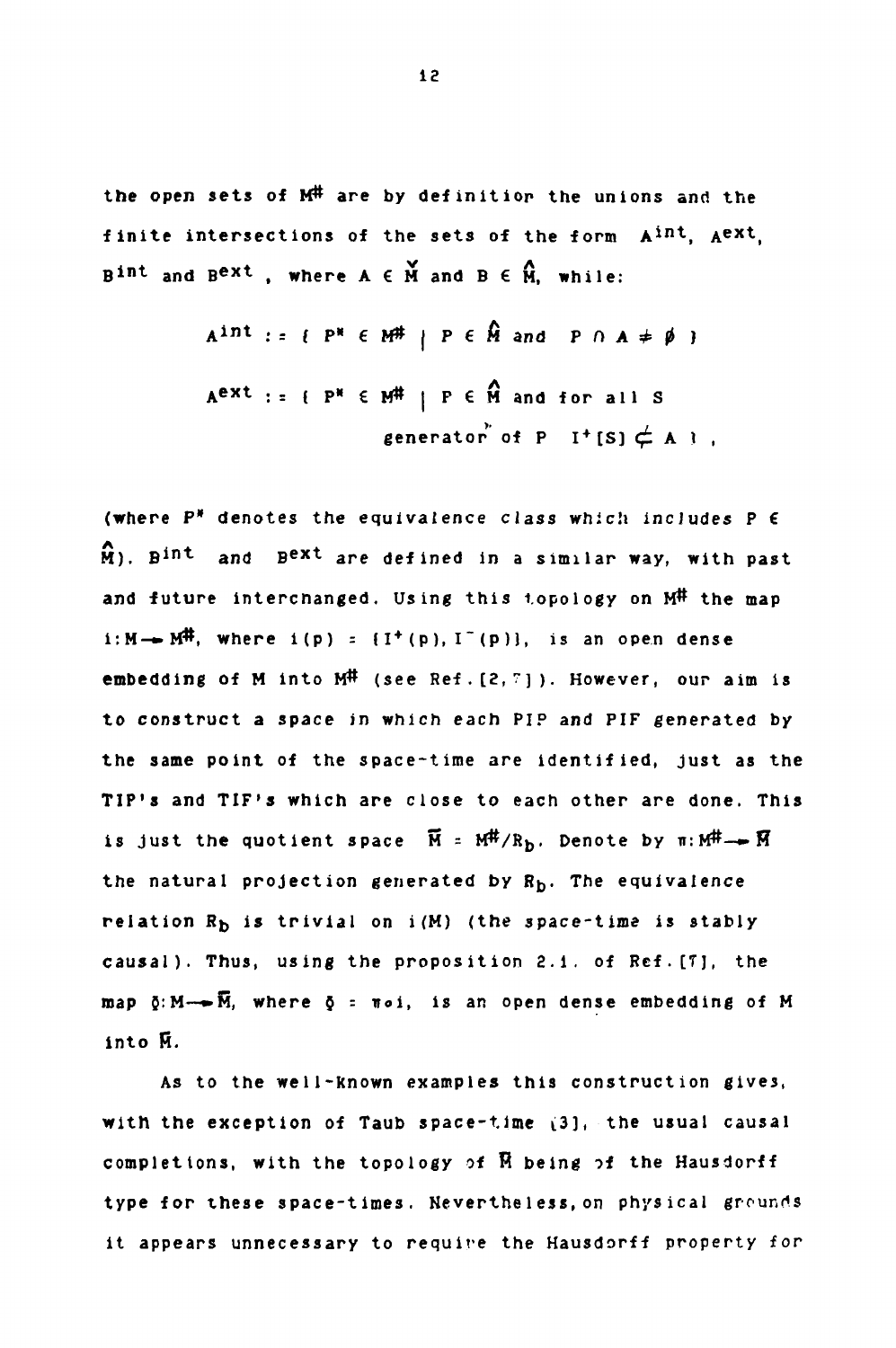the open sets of $M^{\#}$ are by definition the unions and the finite intersections of the sets of the form $A^{int}$, $A^{ext}$, $B^{int}$ and $B^{ext}$, where $A \in \check{M}$ and $B \in \hat{M}$, while:

$$A^{int} := \{ P^{*} \in M^{\#} \mid P \in \hat{M} \text{ and } P \cap A \neq \emptyset \}$$

$$A^{ext} := \{ P^{*} \in M^{\#} \mid P \in \hat{M} \text{ and for all S generator of P } I^{+}[S] \not\subset A \},$$

(where $P^{*}$ denotes the equivalence class which includes $P \in \hat{M}$). $B^{int}$ and $B^{ext}$ are defined in a similar way, with past and future interchanged. Using this topology on $M^{\#}$ the map $i: M \rightarrow M^{\#}$, where $i(p) = \{I^{+}(p), I^{-}(p)\}$, is an open dense embedding of M into $M^{\#}$ (see Ref.[2,7]). However, our aim is to construct a space in which each PIP and PIF generated by the same point of the space-time are identified, just as the TIP's and TIF's which are close to each other are done. This is just the quotient space $\bar{M} = M^{\#}/R_b$. Denote by $\pi: M^{\#} \rightarrow \bar{M}$ the natural projection generated by $R_b$. The equivalence relation $R_b$ is trivial on $i(M)$ (the space-time is stably causal). Thus, using the proposition 2.1. of Ref.[7], the map $\phi: M \rightarrow \bar{M}$, where $\phi = \pi \circ i$, is an open dense embedding of M into $\bar{M}$.

As to the well-known examples this construction gives, with the exception of Taub space-time [3], the usual causal completions, with the topology of $\bar{M}$ being of the Hausdorff type for these space-times. Nevertheless, on physical grounds it appears unnecessary to require the Hausdorff property for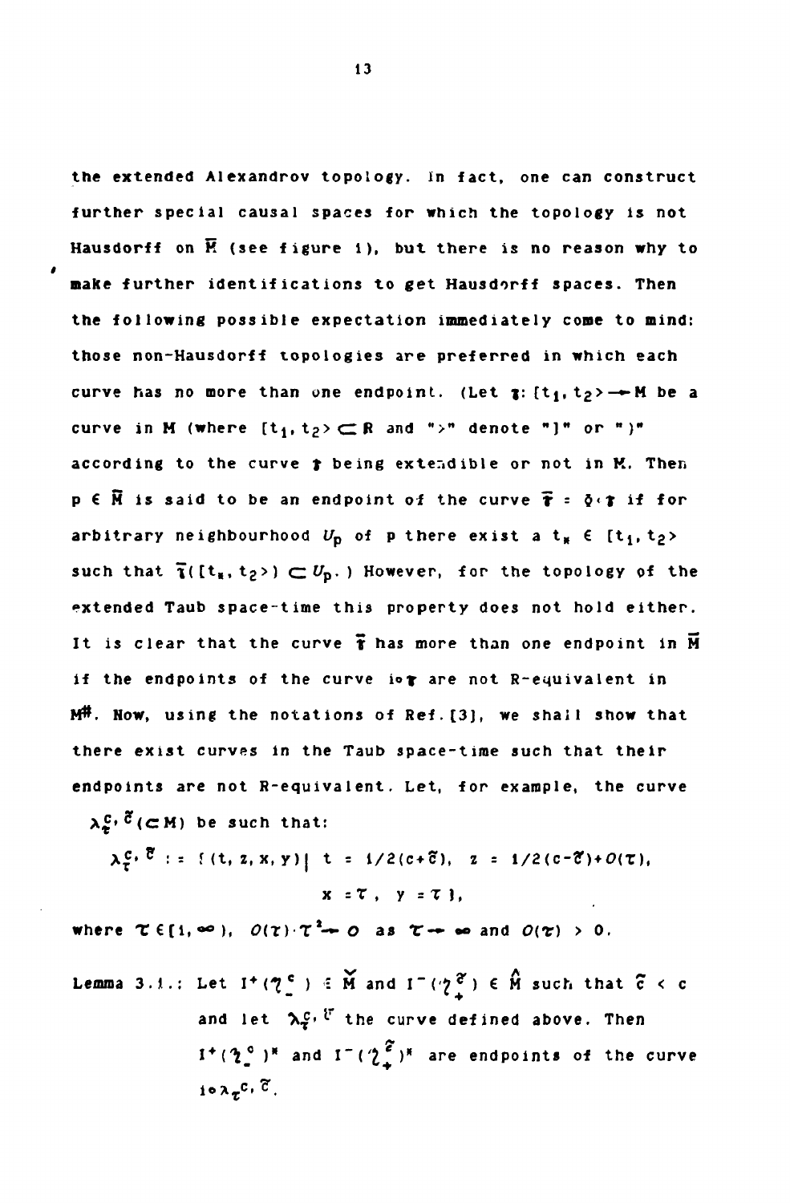the extended Alexandrov topology. In fact, one can construct further special causal spaces for which the topology is not Hausdorff on $\overline{M}$ (see figure 1), but there is no reason why to make further identifications to get Hausdorff spaces. Then the following possible expectation immediately come to mind: those non-Hausdorff topologies are preferred in which each curve has no more than one endpoint. (Let $\gamma: [t_1, t_2\rangle \to M$ be a curve in M (where $[t_1, t_2\rangle \subset \mathbb{R}$ and "$\rangle$" denote "]" or ")" according to the curve $\gamma$ being extendible or not in M. Then $p \in \overline{M}$ is said to be an endpoint of the curve $\overline{\gamma} = \phi \circ \gamma$ if for arbitrary neighbourhood $U_p$ of p there exist a $t_* \in [t_1, t_2\rangle$ such that $\overline{\gamma}([t_*, t_2\rangle) \subset U_p$.) However, for the topology of the extended Taub space-time this property does not hold either. It is clear that the curve $\overline{\gamma}$ has more than one endpoint in $\overline{M}$ if the endpoints of the curve $i \circ \gamma$ are not R-equivalent in $M^{\#}$. Now, using the notations of Ref.[3], we shall show that there exist curves in the Taub space-time such that their endpoints are not R-equivalent. Let, for example, the curve $\lambda_\tau^{c,\tilde{c}} (\subset M)$ be such that:

$$\lambda_\tau^{c,\tilde{c}} := \{(t, z, x, y) \mid t = 1/2(c+\tilde{c}),\ z = 1/2(c-\tilde{c})+O(\tau),\ x = \tau,\ y = \tau\},$$

where $\tau \in [1, \infty)$, $O(\tau)\cdot\tau^2 \to 0$ as $\tau \to \infty$ and $O(\tau) > 0$.

**Lemma 3.1.:** Let $I^+(\gamma_-^c) \in \check{M}$ and $I^-(\gamma_+^{\tilde{c}}) \in \hat{M}$ such that $\tilde{c} < c$ and let $\lambda_\tau^{c,\tilde{c}}$ the curve defined above. Then $I^+(\gamma_-^c)^*$ and $I^-(\gamma_+^{\tilde{c}})^*$ are endpoints of the curve $i \circ \lambda_\tau^{c,\tilde{c}}$.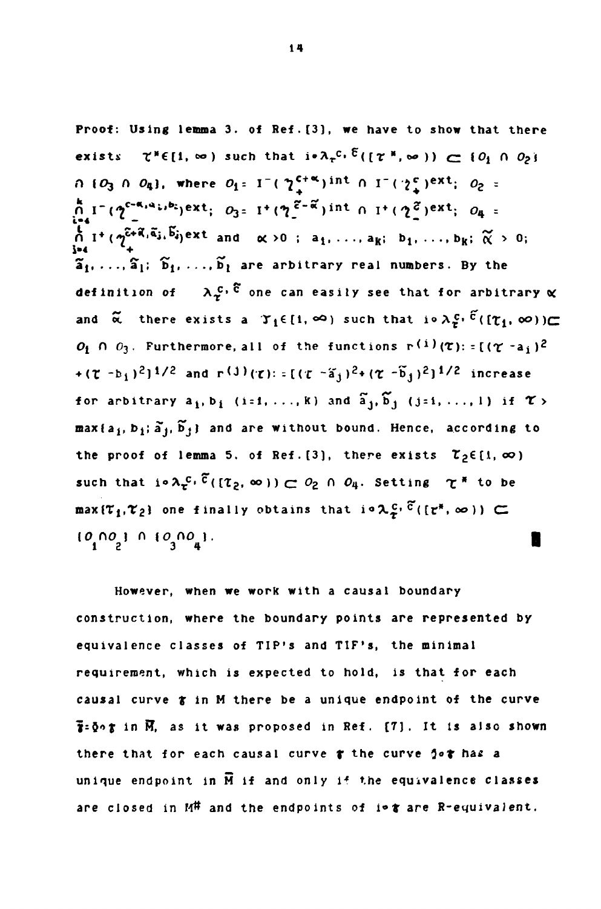Proof: Using lemma 3. of Ref.[3], we have to show that there exists $\tau^* \in [1,\infty)$ such that $i \circ \lambda_\tau^{c,\tilde{c}}([\tau^*,\infty)) \subset \{O_1 \cap O_2\} \cap \{O_3 \cap O_4\}$, where $O_1 = I^-(\gamma_+^{c+\alpha})^{int} \cap I^-(\gamma_+^{c})^{ext}$; $O_2 = \bigcap_{i=1}^{k} I^-(\gamma_-^{c-\alpha,a_i,b_i})^{ext}$; $O_3 = I^+(\gamma_-^{\tilde{c}-\tilde{\alpha}})^{int} \cap I^+(\gamma_-^{\tilde{c}})^{ext}$; $O_4 = \bigcap_{j=1}^{l} I^+(\gamma_+^{\tilde{c}+\tilde{\alpha},\tilde{a}_j,\tilde{b}_j})^{ext}$ and $\alpha > 0$ ; $a_1,\ldots,a_k$; $b_1,\ldots,b_k$; $\tilde{\alpha} > 0$; $\tilde{a}_1,\ldots,\tilde{a}_l$; $\tilde{b}_1,\ldots,\tilde{b}_l$ are arbitrary real numbers. By the definition of $\lambda_\tau^{c,\tilde{c}}$ one can easily see that for arbitrary $\alpha$ and $\tilde{\alpha}$ there exists a $\tau_1 \in [1,\infty)$ such that $i \circ \lambda_\tau^{c,\tilde{c}}([\tau_1,\infty)) \subset O_1 \cap O_3$. Furthermore, all of the functions $r^{(i)}(\tau) := [(\tau - a_i)^2 + (\tau - b_i)^2]^{1/2}$ and $r^{(j)}(\tau) := [(\tau - \tilde{a}_j)^2 + (\tau - \tilde{b}_j)^2]^{1/2}$ increase for arbitrary $a_i, b_i$ $(i=1,\ldots,k)$ and $\tilde{a}_j, \tilde{b}_j$ $(j=1,\ldots,l)$ if $\tau > \max\{a_i, b_i; \tilde{a}_j, \tilde{b}_j\}$ and are without bound. Hence, according to the proof of lemma 5. of Ref.[3], there exists $\tau_2 \in [1,\infty)$ such that $i \circ \lambda_\tau^{c,\tilde{c}}([\tau_2,\infty)) \subset O_2 \cap O_4$. Setting $\tau^*$ to be $\max\{\tau_1,\tau_2\}$ one finally obtains that $i \circ \lambda_\tau^{c,\tilde{c}}([\tau^*,\infty)) \subset \{O_1 \cap O_2\} \cap \{O_3 \cap O_4\}$. ∎

However, when we work with a causal boundary construction, where the boundary points are represented by equivalence classes of TIP's and TIF's, the minimal requirement, which is expected to hold, is that for each causal curve $\gamma$ in M there be a unique endpoint of the curve $\bar{\gamma} = \S \circ \gamma$ in $\bar{M}$, as it was proposed in Ref. [7]. It is also shown there that for each causal curve $\gamma$ the curve $\S \circ \gamma$ has a unique endpoint in $\bar{M}$ if and only if the equivalence classes are closed in $M^\#$ and the endpoints of $i \circ \gamma$ are R-equivalent.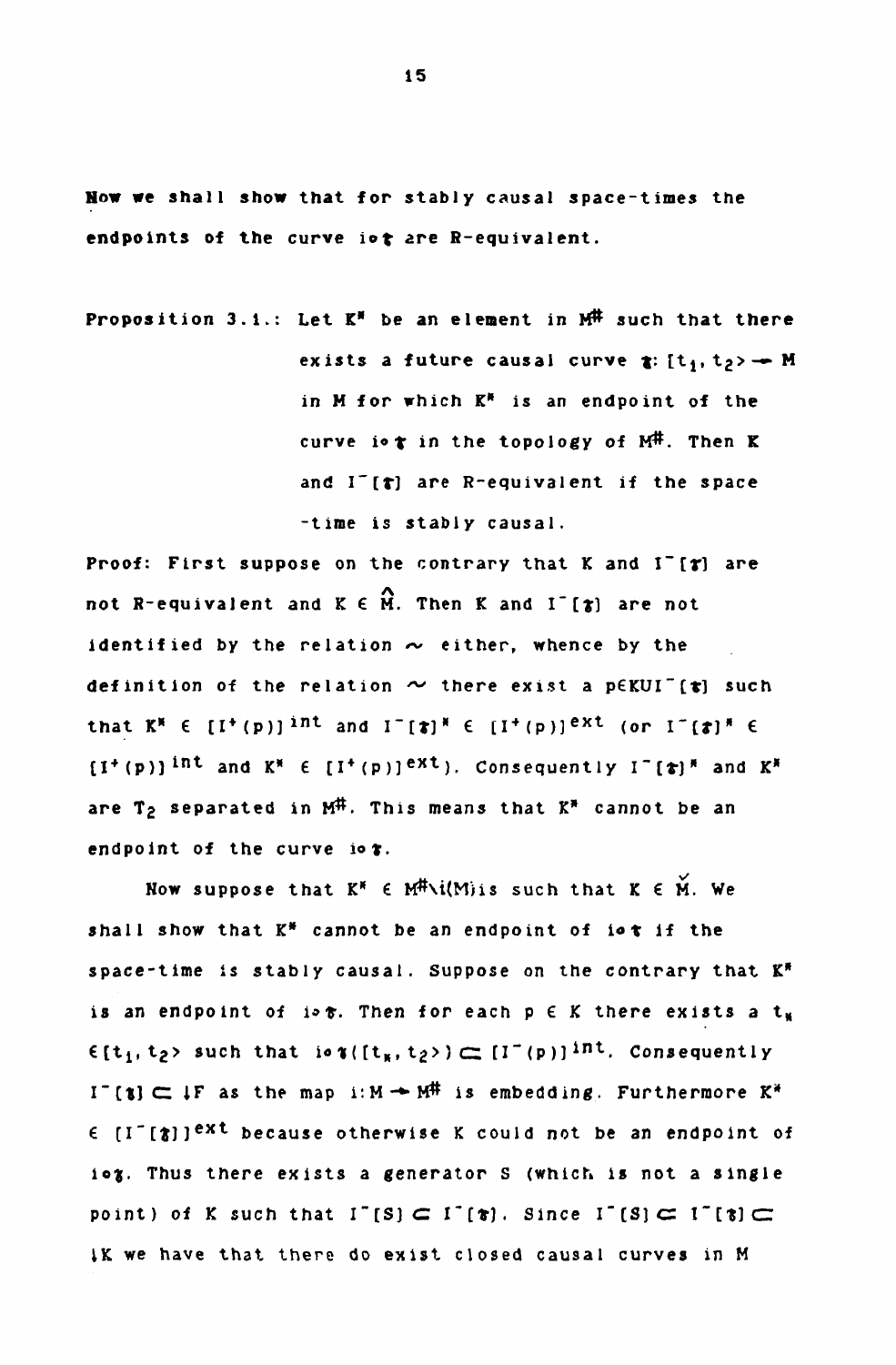Now we shall show that for stably causal space-times the endpoints of the curve $i \circ \gamma$ are R-equivalent.

Proposition 3.1.: Let $K^*$ be an element in $M^\#$ such that there exists a future causal curve $\gamma: [t_1, t_2\rangle \to M$ in M for which $K^*$ is an endpoint of the curve $i \circ \gamma$ in the topology of $M^\#$. Then K and $I^-[\gamma]$ are R-equivalent if the space-time is stably causal.

Proof: First suppose on the contrary that K and $I^-[\gamma]$ are not R-equivalent and $K \in \hat{M}$. Then K and $I^-[\gamma]$ are not identified by the relation $\sim$ either, whence by the definition of the relation $\sim$ there exist a $p \in K \cup I^-[\gamma]$ such that $K^* \in [I^+(p)]^{int}$ and $I^-[\gamma]^* \in [I^+(p)]^{ext}$ (or $I^-[\gamma]^* \in [I^+(p)]^{int}$ and $K^* \in [I^+(p)]^{ext}$). Consequently $I^-[\gamma]^*$ and $K^*$ are $T_2$ separated in $M^\#$. This means that $K^*$ cannot be an endpoint of the curve $i \circ \gamma$.

Now suppose that $K^* \in M^\# \setminus i(M)$ is such that $K \in \check{M}$. We shall show that $K^*$ cannot be an endpoint of $i \circ \gamma$ if the space-time is stably causal. Suppose on the contrary that $K^*$ is an endpoint of $i \circ \gamma$. Then for each $p \in K$ there exists a $t_*$ $\in [t_1, t_2\rangle$ such that $i \circ \gamma([t_*, t_2\rangle) \subset [I^-(p)]^{int}$. Consequently $I^-[\gamma] \subset \downarrow F$ as the map $i: M \to M^\#$ is embedding. Furthermore $K^*$ $\in [I^-[\gamma]]^{ext}$ because otherwise K could not be an endpoint of $i \circ \gamma$. Thus there exists a generator S (which is not a single point) of K such that $I^-[S] \subset I^-[\gamma]$. Since $I^-[S] \subset I^-[\gamma] \subset$ $\downarrow K$ we have that there do exist closed causal curves in M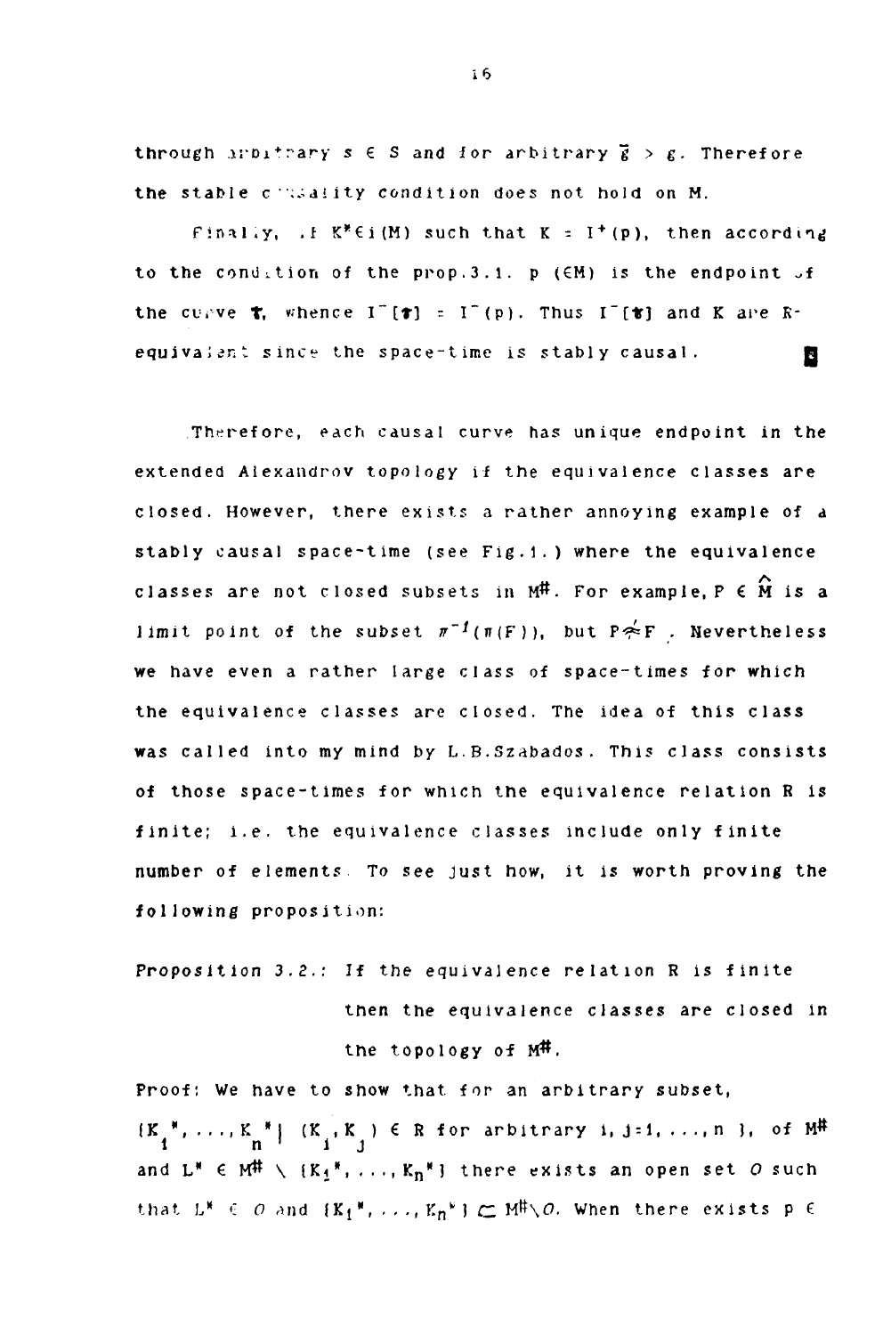through arbitrary $s \in S$ and for arbitrary $\bar{g} > g$. Therefore the stable causality condition does not hold on M.

Finally, if $K^* \in i(M)$ such that $K = I^+(p)$, then according to the condition of the prop.3.1. p ($\in M$) is the endpoint of the curve $\gamma$, whence $I^-[\gamma] = I^-(p)$. Thus $I^-[\gamma]$ and K are R-equivalent since the space-time is stably causal. ∎

Therefore, each causal curve has unique endpoint in the extended Alexandrov topology if the equivalence classes are closed. However, there exists a rather annoying example of a stably causal space-time (see Fig.1.) where the equivalence classes are not closed subsets in $M^\#$. For example, $P \in \hat{M}$ is a limit point of the subset $\pi^{-1}(\pi(F))$, but $P \not\approx F$. Nevertheless we have even a rather large class of space-times for which the equivalence classes are closed. The idea of this class was called into my mind by L.B.Szabados. This class consists of those space-times for which the equivalence relation R is finite; i.e. the equivalence classes include only finite number of elements. To see just how, it is worth proving the following proposition:

Proposition 3.2.: If the equivalence relation R is finite then the equivalence classes are closed in the topology of $M^\#$.

Proof: We have to show that for an arbitrary subset, $\{K_1^*, \ldots, K_n^* \mid (K_i, K_j) \in R$ for arbitrary $i, j = 1, \ldots, n\}$, of $M^\#$ and $L^* \in M^\# \setminus \{K_1^*, \ldots, K_n^*\}$ there exists an open set $O$ such that $L^* \in O$ and $\{K_1^*, \ldots, K_n^*\} \subset M^\# \setminus O$. When there exists $p \in$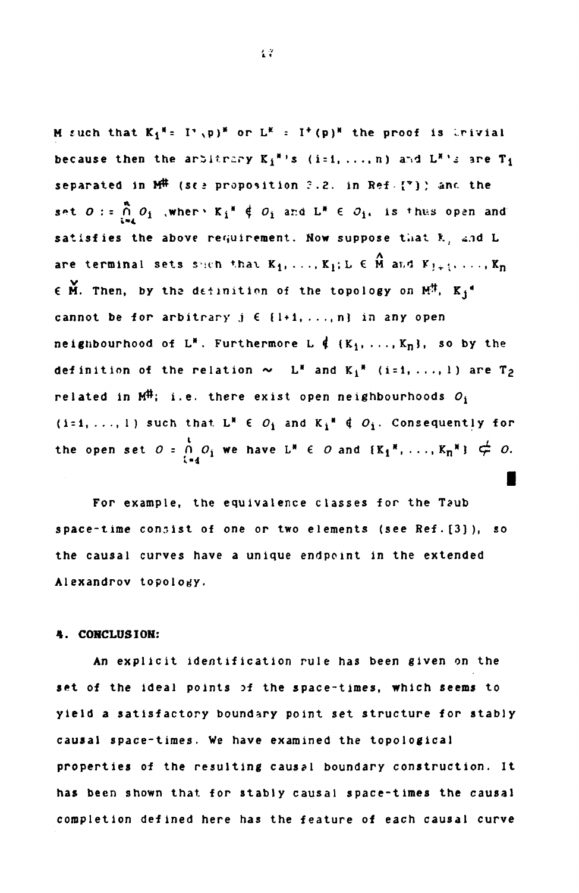M such that $K_1^* = I^-(p)^*$ or $L^* = I^+(p)^*$ the proof is trivial because then the arbitrary $K_i^*$'s $(i=1, \ldots, n)$ and $L^*$'s are $T_1$ separated in $M^{\#}$ (see proposition 2.2. in Ref. [7]) and the set $O := \bigcap_{i=1}^{n} O_i$, where $K_i^* \notin O_i$ and $L^* \in O_i$, is thus open and satisfies the above requirement. Now suppose that $K_i$ and $L$ are terminal sets such that $K_1, \ldots, K_l; L \in \hat{M}$ and $K_{l+1}, \ldots, K_n \in \check{M}$. Then, by the definition of the topology on $M^{\#}$, $K_j^*$ cannot be for arbitrary $j \in \{l+1, \ldots, n\}$ in any open neighbourhood of $L^*$. Furthermore $L \notin \{K_1, \ldots, K_n\}$, so by the definition of the relation $\sim$ $L^*$ and $K_i^*$ $(i=1, \ldots, l)$ are $T_2$ related in $M^{\#}$; i.e. there exist open neighbourhoods $O_i$ $(i=1, \ldots, l)$ such that $L^* \in O_i$ and $K_i^* \notin O_i$. Consequently for the open set $O = \bigcap_{i=1}^{l} O_i$ we have $L^* \in O$ and $\{K_1^*, \ldots, K_n^*\} \not\subseteq O$. ∎

For example, the equivalence classes for the Taub space-time consist of one or two elements (see Ref. [3]), so the causal curves have a unique endpoint in the extended Alexandrov topology.

## 4. CONCLUSION:

An explicit identification rule has been given on the set of the ideal points of the space-times, which seems to yield a satisfactory boundary point set structure for stably causal space-times. We have examined the topological properties of the resulting causal boundary construction. It has been shown that for stably causal space-times the causal completion defined here has the feature of each causal curve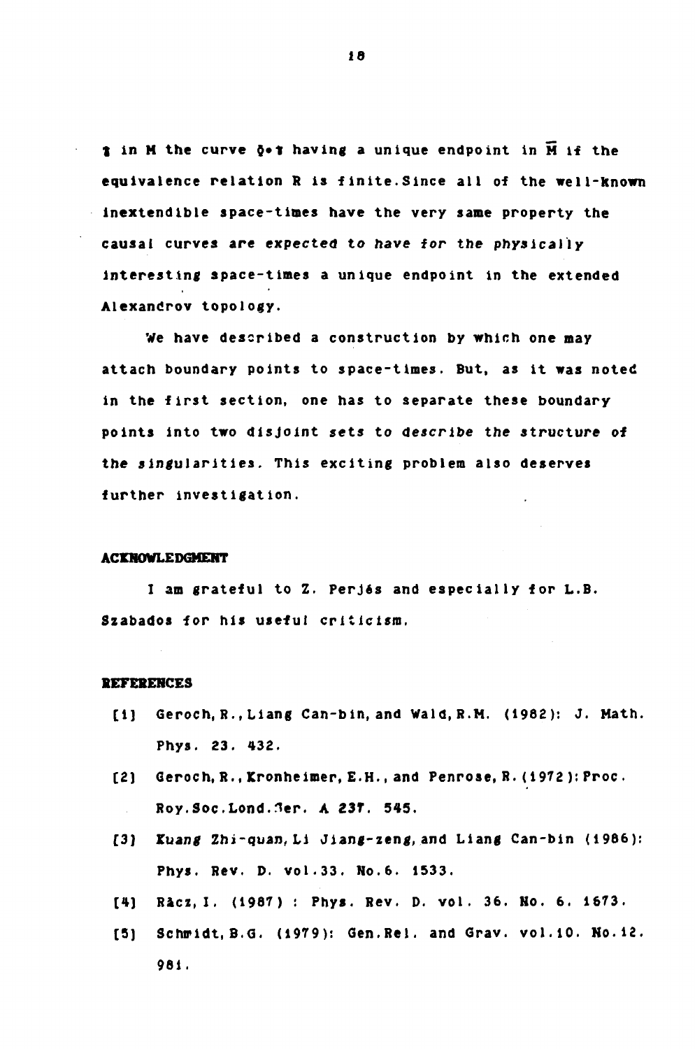$\gamma$ in M the curve $\hat{\varrho}\circ\gamma$ having a unique endpoint in $\bar{M}$ if the equivalence relation R is finite. Since all of the well-known inextendible space-times have the very same property the causal curves are *expected to have for the physically* interesting space-times a unique endpoint in the extended Alexandrov topology.

We have described a construction by which one may attach boundary points to space-times. But, as it was noted in the first section, one has to separate these boundary points into two disjoint *sets to describe the structure of the singularities*. This exciting problem also deserves further investigation.

### ACKNOWLEDGMENT

I am grateful to Z. Perjés and especially for L.B. Szabados for his useful criticism.

### REFERENCES

[1] Geroch, R., Liang Can-bin, and Wald, R.M. (1982): J. Math. Phys. 23. 432.

[2] Geroch, R., Kronheimer, E.H., and Penrose, R. (1972): Proc. Roy. Soc. Lond. Ser. A 237. 545.

[3] Kuang Zhi-quan, Li Jiang-zeng, and Liang Can-bin (1986): Phys. Rev. D. vol. 33. No. 6. 1533.

[4] Rácz, I. (1987) : Phys. Rev. D. vol. 36. No. 6. 1673.

[5] Schmidt, B.G. (1979): Gen. Rel. and Grav. vol. 10. No. 12. 981.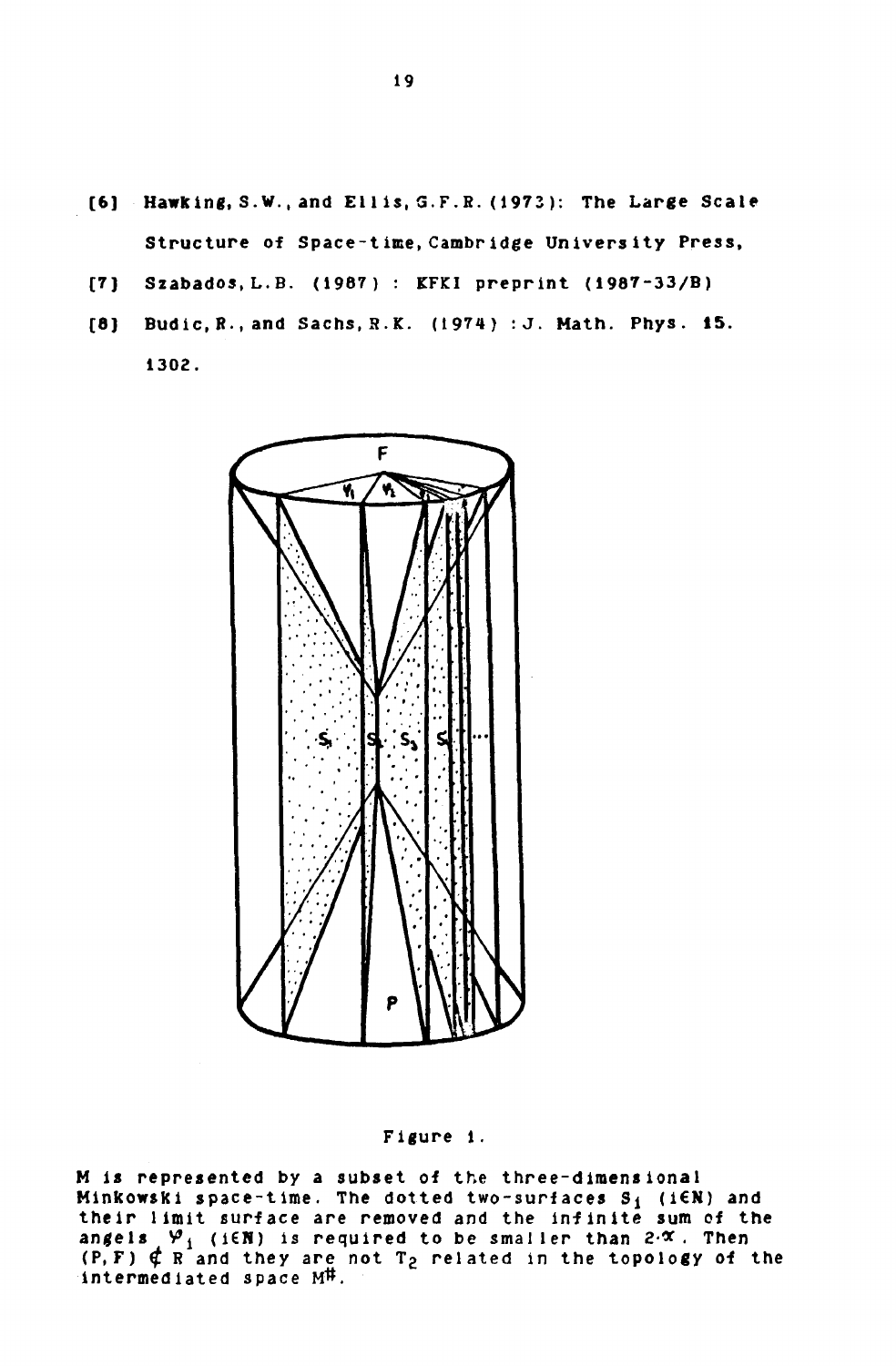[6] Hawking, S.W., and Ellis, G.F.R. (1973): The Large Scale Structure of Space-time, Cambridge University Press,

[7] Szabados, L.B. (1987) : KFKI preprint (1987-33/B)

[8] Budic, R., and Sachs, R.K. (1974) : J. Math. Phys. 15. 1302.

Figure 1.

M is represented by a subset of the three-dimensional Minkowski space-time. The dotted two-surfaces $S_i$ ($i \in N$) and their limit surface are removed and the infinite sum of the angels $\varphi_i$ ($i \in N$) is required to be smaller than $2 \cdot \pi$. Then $(P,F) \notin R$ and they are not $T_2$ related in the topology of the intermediated space $M^{\#}$.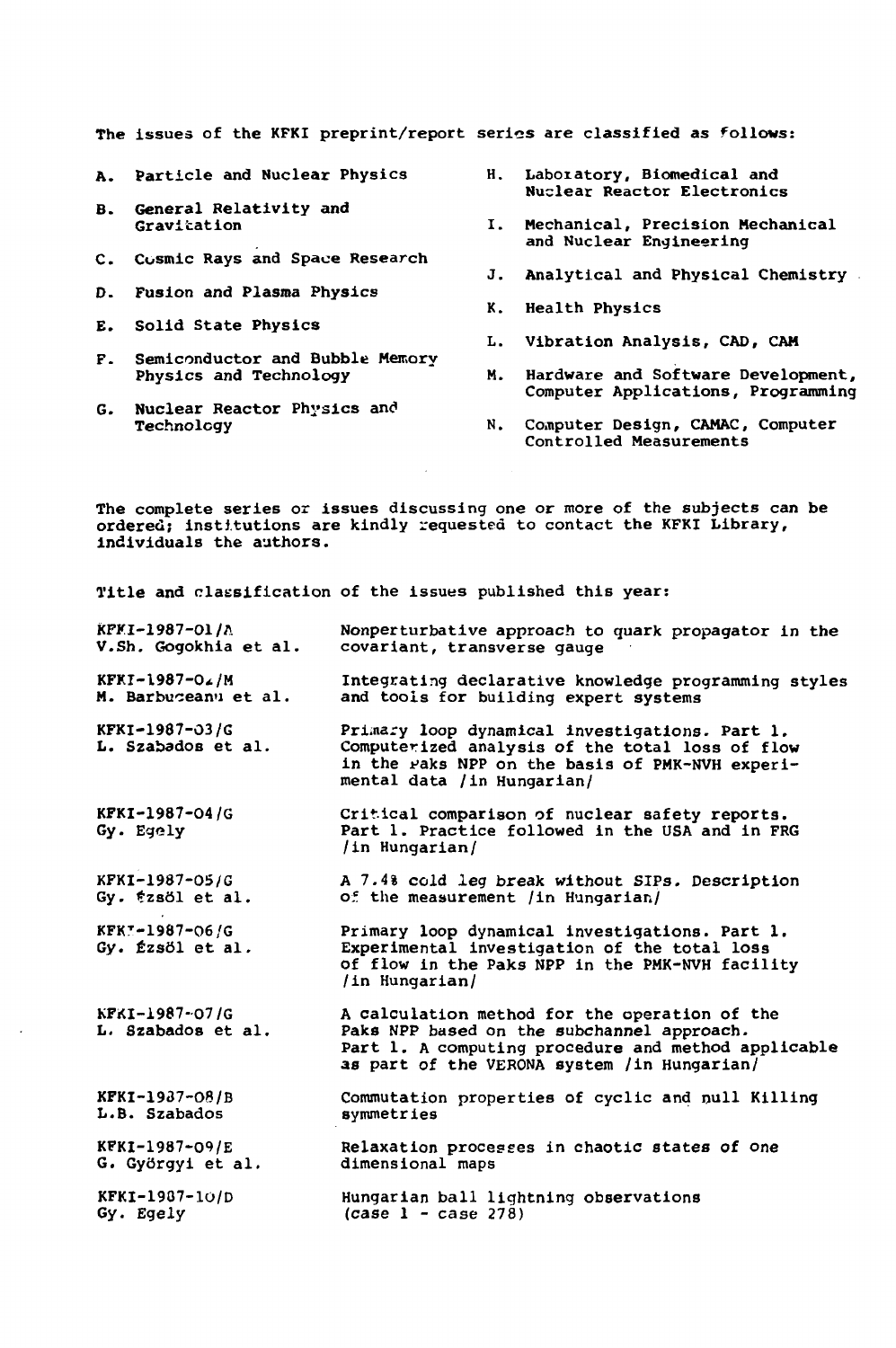The issues of the KFKI preprint/report series are classified as follows:

A. Particle and Nuclear Physics

B. General Relativity and Gravitation

C. Cosmic Rays and Space Research

D. Fusion and Plasma Physics

E. Solid State Physics

F. Semiconductor and Bubble Memory Physics and Technology

G. Nuclear Reactor Physics and Technology

H. Laboratory, Biomedical and Nuclear Reactor Electronics

I. Mechanical, Precision Mechanical and Nuclear Engineering

J. Analytical and Physical Chemistry

K. Health Physics

L. Vibration Analysis, CAD, CAM

M. Hardware and Software Development, Computer Applications, Programming

N. Computer Design, CAMAC, Computer Controlled Measurements

The complete series or issues discussing one or more of the subjects can be ordered; institutions are kindly requested to contact the KFKI Library, individuals the authors.

Title and classification of the issues published this year:

| | |
|---|---|
| KFKI-1987-01/A<br>V.Sh. Gogokhia et al. | Nonperturbative approach to quark propagator in the covariant, transverse gauge |
| KFKI-1987-02/M<br>M. Barbuceanu et al. | Integrating declarative knowledge programming styles and tools for building expert systems |
| KFKI-1987-03/G<br>L. Szabados et al. | Primary loop dynamical investigations. Part 1. Computerized analysis of the total loss of flow in the Paks NPP on the basis of PMK-NVH experimental data /in Hungarian/ |
| KFKI-1987-04/G<br>Gy. Egely | Critical comparison of nuclear safety reports. Part 1. Practice followed in the USA and in FRG /in Hungarian/ |
| KFKI-1987-05/G<br>Gy. Ézsöl et al. | A 7.4% cold leg break without SIPs. Description of the measurement /in Hungarian/ |
| KFKI-1987-06/G<br>Gy. Ézsöl et al. | Primary loop dynamical investigations. Part 1. Experimental investigation of the total loss of flow in the Paks NPP in the PMK-NVH facility /in Hungarian/ |
| KFKI-1987-07/G<br>L. Szabados et al. | A calculation method for the operation of the Paks NPP based on the subchannel approach. Part 1. A computing procedure and method applicable as part of the VERONA system /in Hungarian/ |
| KFKI-1987-08/B<br>L.B. Szabados | Commutation properties of cyclic and null Killing symmetries |
| KFKI-1987-09/E<br>G. Györgyi et al. | Relaxation processes in chaotic states of one dimensional maps |
| KFKI-1987-10/D<br>Gy. Egely | Hungarian ball lightning observations (case 1 - case 278) |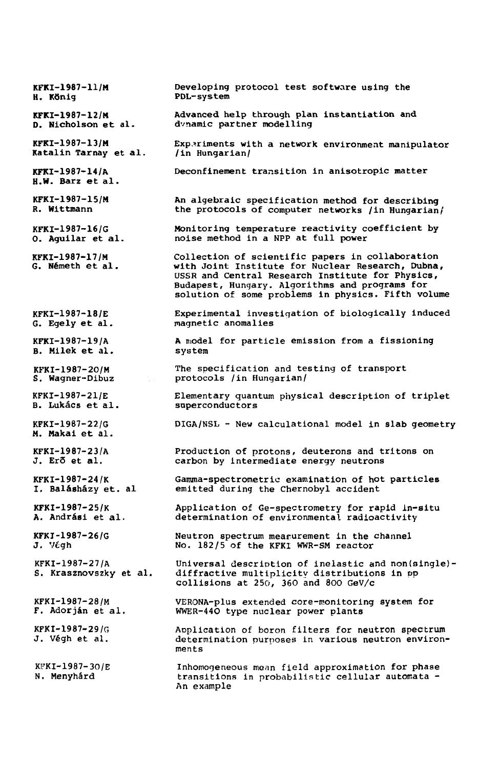KFKI-1987-11/M
H. König

Developing protocol test software using the PDL-system

KFKI-1987-12/M
D. Nicholson et al.

Advanced help through plan instantiation and dynamic partner modelling

KFKI-1987-13/M
Katalin Tarnay et al.

Experiments with a network environment manipulator /in Hungarian/

KFKI-1987-14/A
H.W. Barz et al.

Deconfinement transition in anisotropic matter

KFKI-1987-15/M
R. Wittmann

An algebraic specification method for describing the protocols of computer networks /in Hungarian/

KFKI-1987-16/G
O. Aguilar et al.

Monitoring temperature reactivity coefficient by noise method in a NPP at full power

KFKI-1987-17/M
G. Németh et al.

Collection of scientific papers in collaboration with Joint Institute for Nuclear Research, Dubna, USSR and Central Research Institute for Physics, Budapest, Hungary. Algorithms and programs for solution of some problems in physics. Fifth volume

KFKI-1987-18/E
G. Egely et al.

Experimental investigation of biologically induced magnetic anomalies

KFKI-1987-19/A
B. Milek et al.

A model for particle emission from a fissioning system

KFKI-1987-20/M
S. Wagner-Dibuz

The specification and testing of transport protocols /in Hungarian/

KFKI-1987-21/E
B. Lukács et al.

Elementary quantum physical description of triplet superconductors

KFKI-1987-22/G
M. Makai et al.

DIGA/NSL - New calculational model in slab geometry

KFKI-1987-23/A
J. Erő et al.

Production of protons, deuterons and tritons on carbon by intermediate energy neutrons

KFKI-1987-24/K
I. Balásházy et. al

Gamma-spectrometric examination of hot particles emitted during the Chernobyl accident

KFKI-1987-25/K
A. Andrási et al.

Application of Ge-spectrometry for rapid in-situ determination of environmental radioactivity

KFKI-1987-26/G
J. Végh

Neutron spectrum measurement in the channel No. 182/5 of the KFKI WWR-SM reactor

KFKI-1987-27/A
S. Krasznovszky et al.

Universal description of inelastic and non(single)-diffractive multiplicity distributions in pp collisions at 250, 360 and 800 GeV/c

KFKI-1987-28/M
F. Adorján et al.

VERONA-plus extended core-monitoring system for WWER-440 type nuclear power plants

KFKI-1987-29/G
J. Végh et al.

Application of boron filters for neutron spectrum determination purposes in various neutron environments

KFKI-1987-30/E
N. Menyhárd

Inhomogeneous mean field approximation for phase transitions in probabilistic cellular automata - An example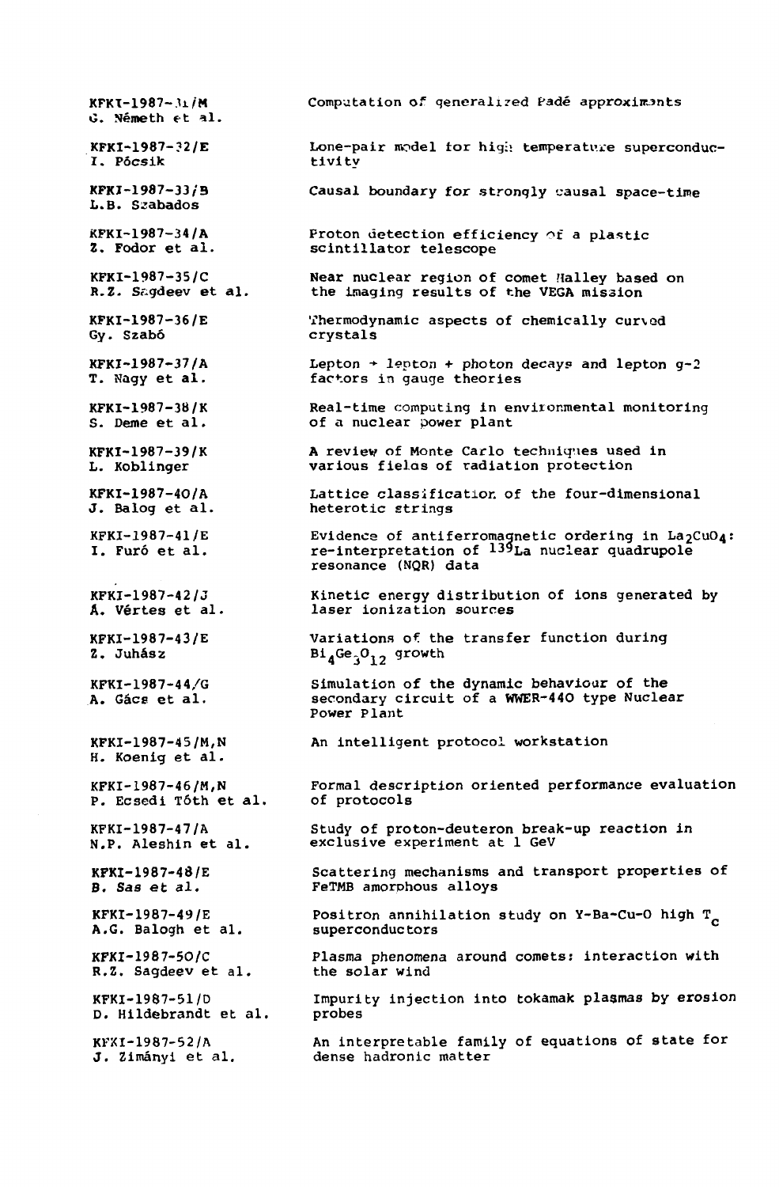KFKI-1987-31/M
G. Németh et al.
Computation of generalized Padé approximants

KFKI-1987-32/E
I. Pócsik
Lone-pair model for high temperature superconductivity

KFKI-1987-33/B
L.B. Szabados
Causal boundary for strongly causal space-time

KFKI-1987-34/A
Z. Fodor et al.
Proton detection efficiency of a plastic scintillator telescope

KFKI-1987-35/C
R.Z. Sagdeev et al.
Near nuclear region of comet Halley based on the imaging results of the VEGA mission

KFKI-1987-36/E
Gy. Szabó
Thermodynamic aspects of chemically curved crystals

KFKI-1987-37/A
T. Nagy et al.
Lepton → lepton + photon decays and lepton g-2 factors in gauge theories

KFKI-1987-38/K
S. Deme et al.
Real-time computing in environmental monitoring of a nuclear power plant

KFKI-1987-39/K
L. Koblinger
A review of Monte Carlo techniques used in various fields of radiation protection

KFKI-1987-40/A
J. Balog et al.
Lattice classification of the four-dimensional heterotic strings

KFKI-1987-41/E
I. Furó et al.
Evidence of antiferromagnetic ordering in $La_2CuO_4$: re-interpretation of $^{139}La$ nuclear quadrupole resonance (NQR) data

KFKI-1987-42/J
Á. Vértes et al.
Kinetic energy distribution of ions generated by laser ionization sources

KFKI-1987-43/E
Z. Juhász
Variations of the transfer function during $Bi_4Ge_3O_{12}$ growth

KFKI-1987-44/G
A. Gács et al.
Simulation of the dynamic behaviour of the secondary circuit of a WWER-440 type Nuclear Power Plant

KFKI-1987-45/M,N
H. Koenig et al.
An intelligent protocol workstation

KFKI-1987-46/M,N
P. Ecsedi Tóth et al.
Formal description oriented performance evaluation of protocols

KFKI-1987-47/A
N.P. Aleshin et al.
Study of proton-deuteron break-up reaction in exclusive experiment at 1 GeV

KFKI-1987-48/E
B. Sas et al.
Scattering mechanisms and transport properties of FeTMB amorphous alloys

KFKI-1987-49/E
A.G. Balogh et al.
Positron annihilation study on Y-Ba-Cu-O high $T_c$ superconductors

KFKI-1987-50/C
R.Z. Sagdeev et al.
Plasma phenomena around comets: interaction with the solar wind

KFKI-1987-51/D
D. Hildebrandt et al.
Impurity injection into tokamak plasmas by erosion probes

KFKI-1987-52/A
J. Zimányi et al.
An interpretable family of equations of state for dense hadronic matter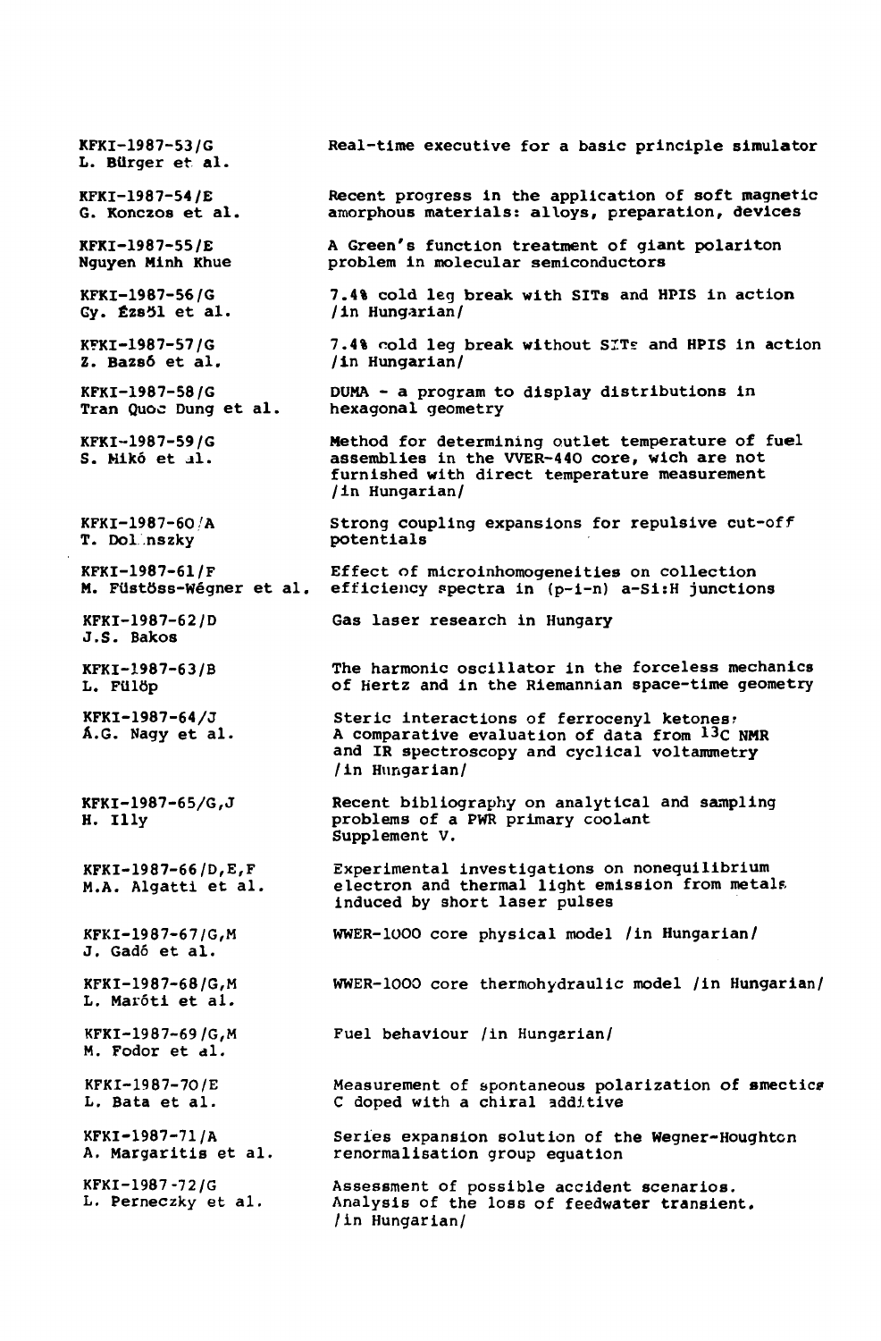KFKI-1987-53/G
L. Bürger et al.
Real-time executive for a basic principle simulator

KFKI-1987-54/E
G. Konczos et al.
Recent progress in the application of soft magnetic amorphous materials: alloys, preparation, devices

KFKI-1987-55/E
Nguyen Minh Khue
A Green's function treatment of giant polariton problem in molecular semiconductors

KFKI-1987-56/G
Gy. Ézsől et al.
7.4% cold leg break with SITs and HPIS in action /in Hungarian/

KFKI-1987-57/G
Z. Bazsó et al.
7.4% cold leg break without SITs and HPIS in action /in Hungarian/

KFKI-1987-58/G
Tran Quoc Dung et al.
DUMA - a program to display distributions in hexagonal geometry

KFKI-1987-59/G
S. Mikó et al.
Method for determining outlet temperature of fuel assemblies in the VVER-440 core, wich are not furnished with direct temperature measurement /in Hungarian/

KFKI-1987-60/A
T. Dolinszky
Strong coupling expansions for repulsive cut-off potentials

KFKI-1987-61/F
M. Füstöss-Wégner et al.
Effect of microinhomogeneities on collection efficiency spectra in (p-i-n) a-Si:H junctions

KFKI-1987-62/D
J.S. Bakos
Gas laser research in Hungary

KFKI-1987-63/B
L. Fülöp
The harmonic oscillator in the forceless mechanics of Hertz and in the Riemannian space-time geometry

KFKI-1987-64/J
Á.G. Nagy et al.
Steric interactions of ferrocenyl ketones: A comparative evaluation of data from $^{13}C$ NMR and IR spectroscopy and cyclical voltammetry /in Hungarian/

KFKI-1987-65/G,J
H. Illy
Recent bibliography on analytical and sampling problems of a PWR primary coolant Supplement V.

KFKI-1987-66/D,E,F
M.A. Algatti et al.
Experimental investigations on nonequilibrium electron and thermal light emission from metals induced by short laser pulses

KFKI-1987-67/G,M
J. Gadó et al.
WWER-1000 core physical model /in Hungarian/

KFKI-1987-68/G,M
L. Maróti et al.
WWER-1000 core thermohydraulic model /in Hungarian/

KFKI-1987-69/G,M
M. Fodor et al.
Fuel behaviour /in Hungarian/

KFKI-1987-70/E
L. Bata et al.
Measurement of spontaneous polarization of smectic C doped with a chiral additive

KFKI-1987-71/A
A. Margaritis et al.
Series expansion solution of the Wegner-Houghton renormalisation group equation

KFKI-1987-72/G
L. Perneczky et al.
Assessment of possible accident scenarios. Analysis of the loss of feedwater transient. /in Hungarian/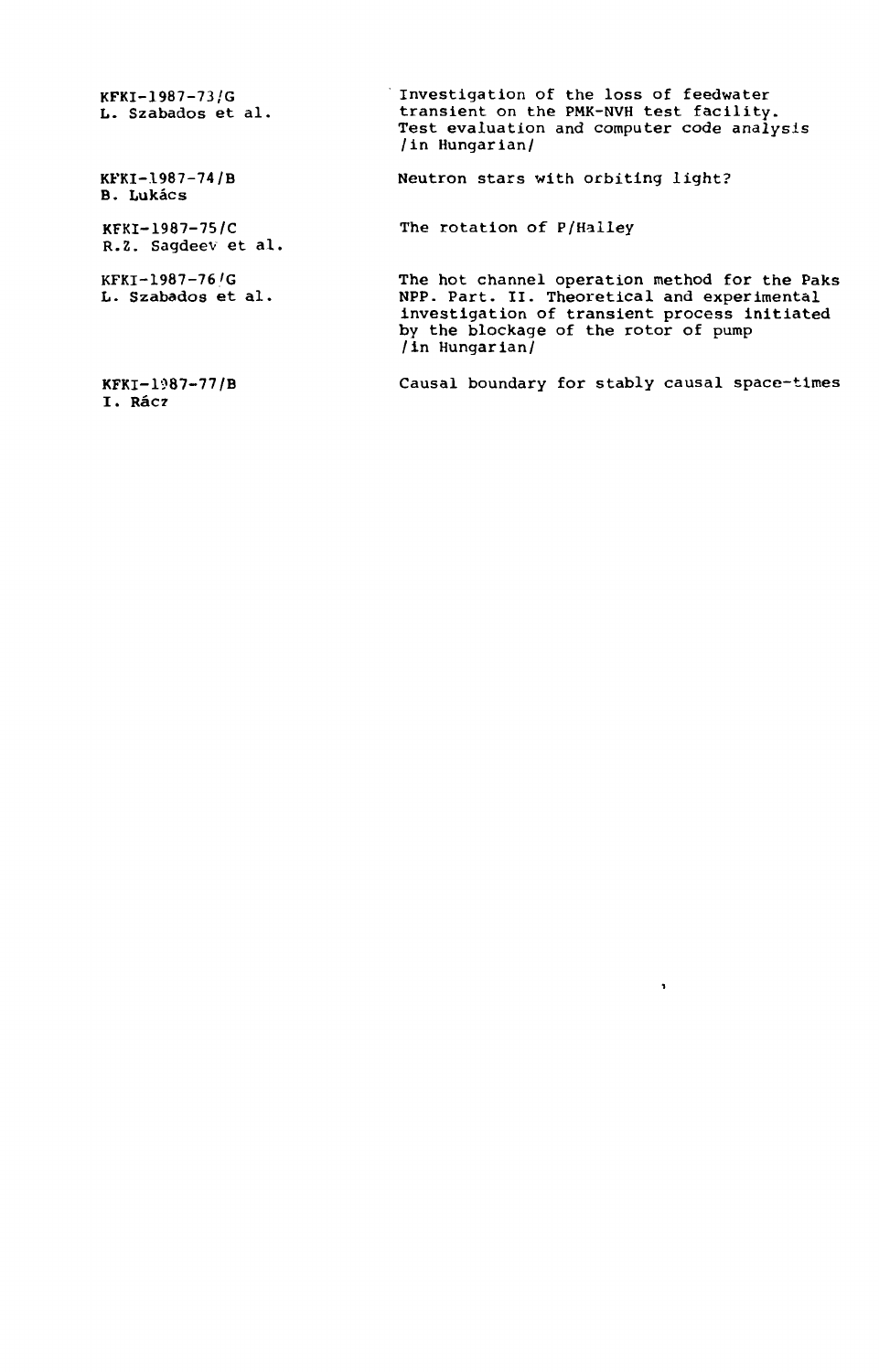| | |
|---|---|
| KFKI-1987-73/G<br>L. Szabados et al. | Investigation of the loss of feedwater transient on the PMK-NVH test facility. Test evaluation and computer code analysis /in Hungarian/ |
| KFKI-1987-74/B<br>B. Lukács | Neutron stars with orbiting light? |
| KFKI-1987-75/C<br>R.Z. Sagdeev et al. | The rotation of P/Halley |
| KFKI-1987-76/G<br>L. Szabados et al. | The hot channel operation method for the Paks NPP. Part. II. Theoretical and experimental investigation of transient process initiated by the blockage of the rotor of pump /in Hungarian/ |
| KFKI-1987-77/B<br>I. Rácz | Causal boundary for stably causal space-times |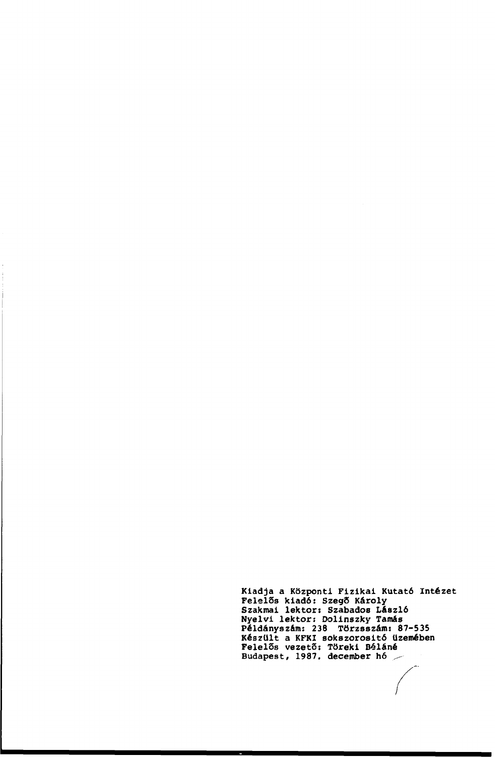Kiadja a Központi Fizikai Kutató Intézet
Felelős kiadó: Szegő Károly
Szakmai lektor: Szabados László
Nyelvi lektor: Dolinszky Tamás
Példányszám: 238 Törzsszám: 87-535
Készült a KFKI sokszorosító üzemében
Felelős vezető: Töreki Béláné
Budapest, 1987. december hó